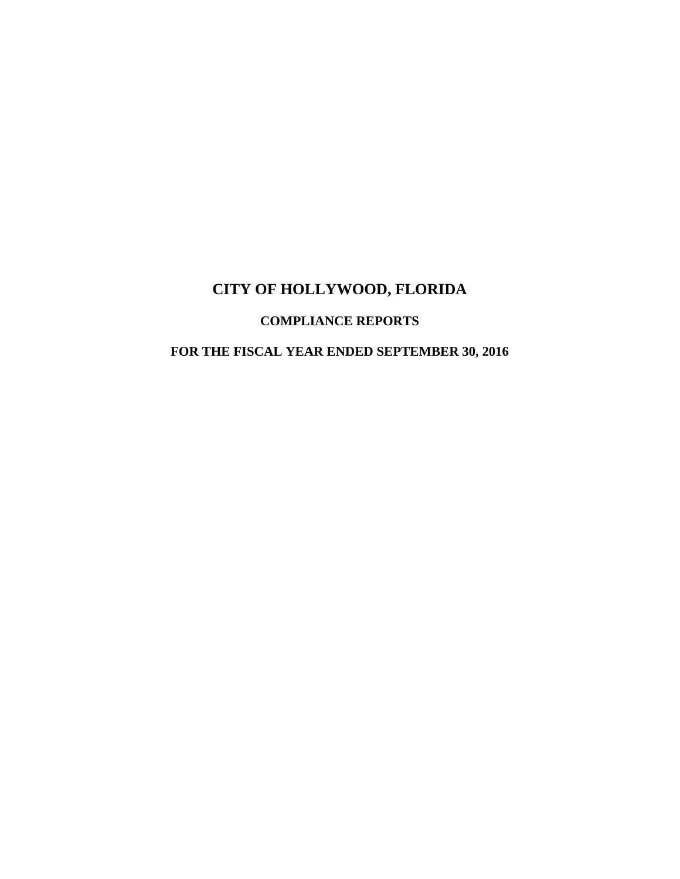# CITY OF HOLLYWOOD, FLORIDA

## COMPLIANCE REPORTS

## FOR THE FISCAL YEAR ENDED SEPTEMBER 30, 2016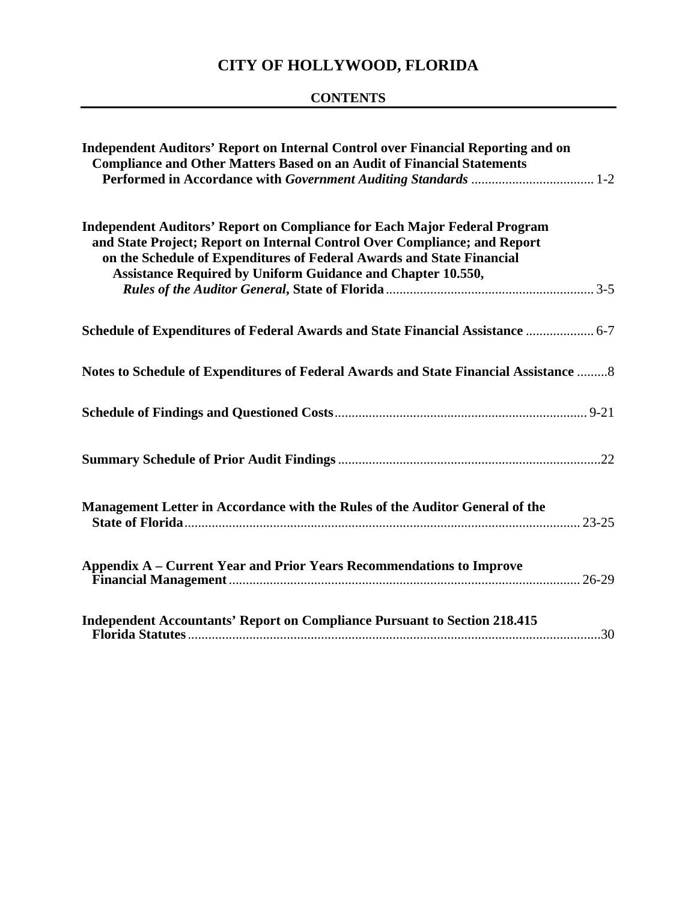# CITY OF HOLLYWOOD, FLORIDA

## CONTENTS

| | |
|---|---|
| **Independent Auditors' Report on Internal Control over Financial Reporting and on Compliance and Other Matters Based on an Audit of Financial Statements Performed in Accordance with *Government Auditing Standards*** | 1-2 |
| **Independent Auditors' Report on Compliance for Each Major Federal Program and State Project; Report on Internal Control Over Compliance; and Report on the Schedule of Expenditures of Federal Awards and State Financial Assistance Required by Uniform Guidance and Chapter 10.550, *Rules of the Auditor General*, State of Florida** | 3-5 |
| **Schedule of Expenditures of Federal Awards and State Financial Assistance** | 6-7 |
| **Notes to Schedule of Expenditures of Federal Awards and State Financial Assistance** | 8 |
| **Schedule of Findings and Questioned Costs** | 9-21 |
| **Summary Schedule of Prior Audit Findings** | 22 |
| **Management Letter in Accordance with the Rules of the Auditor General of the State of Florida** | 23-25 |
| **Appendix A – Current Year and Prior Years Recommendations to Improve Financial Management** | 26-29 |
| **Independent Accountants' Report on Compliance Pursuant to Section 218.415 Florida Statutes** | 30 |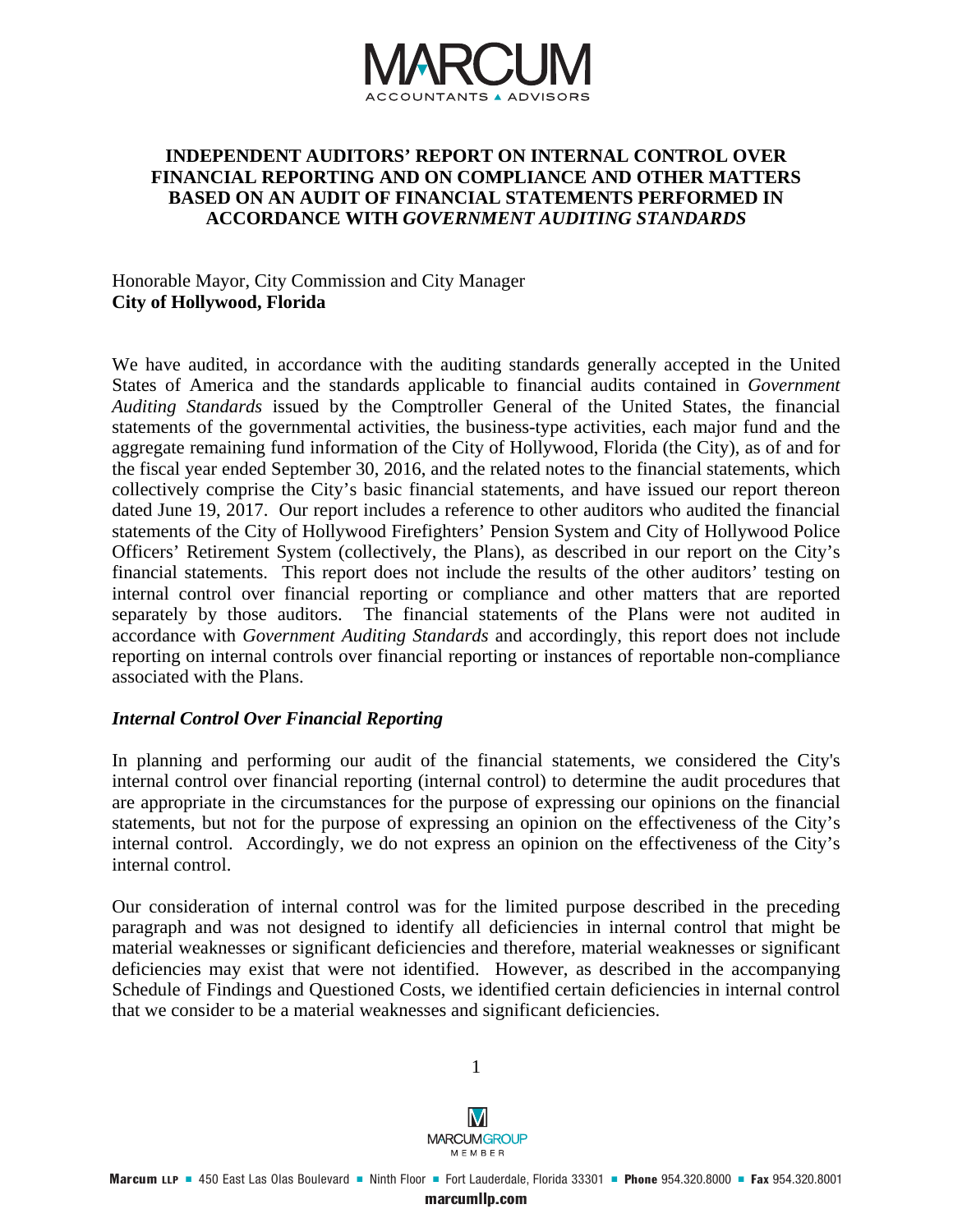# INDEPENDENT AUDITORS' REPORT ON INTERNAL CONTROL OVER FINANCIAL REPORTING AND ON COMPLIANCE AND OTHER MATTERS BASED ON AN AUDIT OF FINANCIAL STATEMENTS PERFORMED IN ACCORDANCE WITH *GOVERNMENT AUDITING STANDARDS*

Honorable Mayor, City Commission and City Manager
**City of Hollywood, Florida**

We have audited, in accordance with the auditing standards generally accepted in the United States of America and the standards applicable to financial audits contained in *Government Auditing Standards* issued by the Comptroller General of the United States, the financial statements of the governmental activities, the business-type activities, each major fund and the aggregate remaining fund information of the City of Hollywood, Florida (the City), as of and for the fiscal year ended September 30, 2016, and the related notes to the financial statements, which collectively comprise the City's basic financial statements, and have issued our report thereon dated June 19, 2017. Our report includes a reference to other auditors who audited the financial statements of the City of Hollywood Firefighters' Pension System and City of Hollywood Police Officers' Retirement System (collectively, the Plans), as described in our report on the City's financial statements. This report does not include the results of the other auditors' testing on internal control over financial reporting or compliance and other matters that are reported separately by those auditors. The financial statements of the Plans were not audited in accordance with *Government Auditing Standards* and accordingly, this report does not include reporting on internal controls over financial reporting or instances of reportable non-compliance associated with the Plans.

### *Internal Control Over Financial Reporting*

In planning and performing our audit of the financial statements, we considered the City's internal control over financial reporting (internal control) to determine the audit procedures that are appropriate in the circumstances for the purpose of expressing our opinions on the financial statements, but not for the purpose of expressing an opinion on the effectiveness of the City's internal control. Accordingly, we do not express an opinion on the effectiveness of the City's internal control.

Our consideration of internal control was for the limited purpose described in the preceding paragraph and was not designed to identify all deficiencies in internal control that might be material weaknesses or significant deficiencies and therefore, material weaknesses or significant deficiencies may exist that were not identified. However, as described in the accompanying Schedule of Findings and Questioned Costs, we identified certain deficiencies in internal control that we consider to be a material weaknesses and significant deficiencies.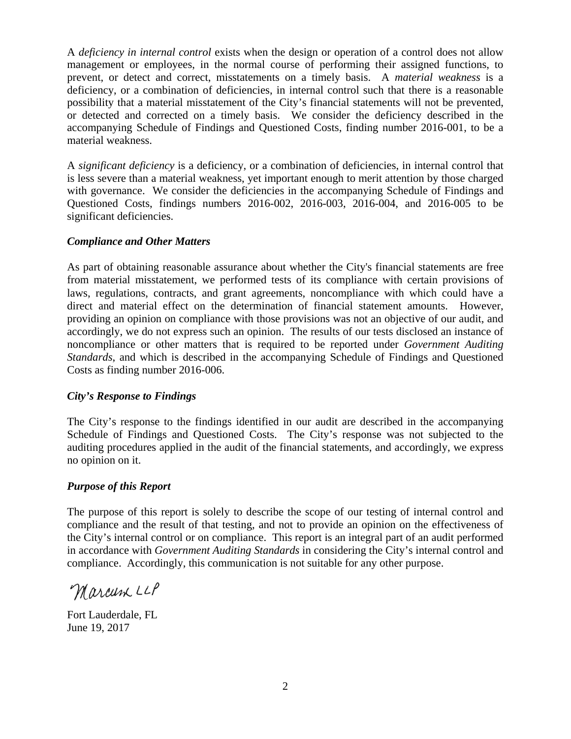A *deficiency in internal control* exists when the design or operation of a control does not allow management or employees, in the normal course of performing their assigned functions, to prevent, or detect and correct, misstatements on a timely basis. A *material weakness* is a deficiency, or a combination of deficiencies, in internal control such that there is a reasonable possibility that a material misstatement of the City's financial statements will not be prevented, or detected and corrected on a timely basis. We consider the deficiency described in the accompanying Schedule of Findings and Questioned Costs, finding number 2016-001, to be a material weakness.

A *significant deficiency* is a deficiency, or a combination of deficiencies, in internal control that is less severe than a material weakness, yet important enough to merit attention by those charged with governance. We consider the deficiencies in the accompanying Schedule of Findings and Questioned Costs, findings numbers 2016-002, 2016-003, 2016-004, and 2016-005 to be significant deficiencies.

### *Compliance and Other Matters*

As part of obtaining reasonable assurance about whether the City's financial statements are free from material misstatement, we performed tests of its compliance with certain provisions of laws, regulations, contracts, and grant agreements, noncompliance with which could have a direct and material effect on the determination of financial statement amounts. However, providing an opinion on compliance with those provisions was not an objective of our audit, and accordingly, we do not express such an opinion. The results of our tests disclosed an instance of noncompliance or other matters that is required to be reported under *Government Auditing Standards*, and which is described in the accompanying Schedule of Findings and Questioned Costs as finding number 2016-006.

### *City's Response to Findings*

The City's response to the findings identified in our audit are described in the accompanying Schedule of Findings and Questioned Costs. The City's response was not subjected to the auditing procedures applied in the audit of the financial statements, and accordingly, we express no opinion on it.

### *Purpose of this Report*

The purpose of this report is solely to describe the scope of our testing of internal control and compliance and the result of that testing, and not to provide an opinion on the effectiveness of the City's internal control or on compliance. This report is an integral part of an audit performed in accordance with *Government Auditing Standards* in considering the City's internal control and compliance. Accordingly, this communication is not suitable for any other purpose.

Marcum LLP

Fort Lauderdale, FL
June 19, 2017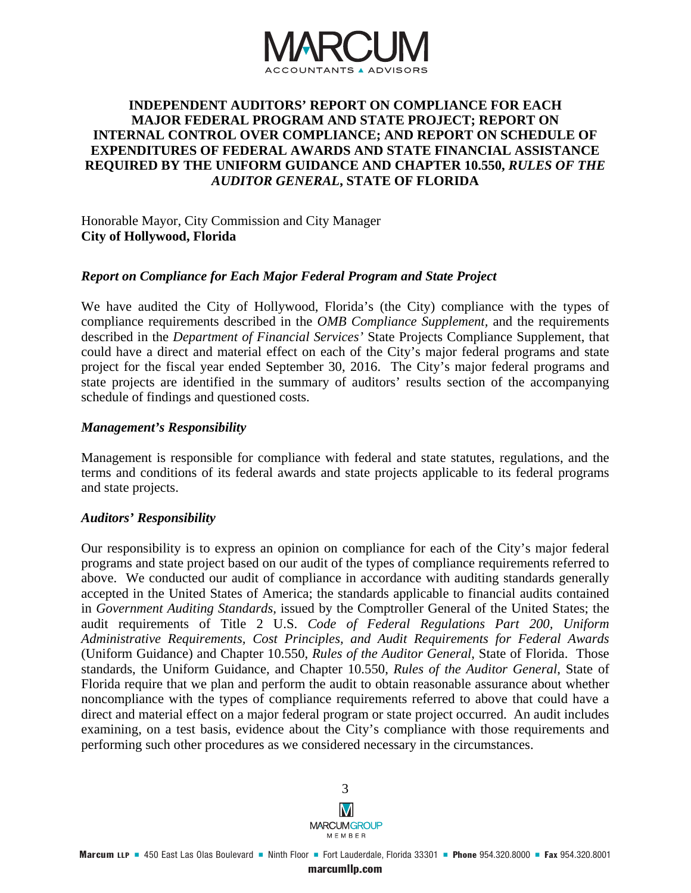# INDEPENDENT AUDITORS' REPORT ON COMPLIANCE FOR EACH MAJOR FEDERAL PROGRAM AND STATE PROJECT; REPORT ON INTERNAL CONTROL OVER COMPLIANCE; AND REPORT ON SCHEDULE OF EXPENDITURES OF FEDERAL AWARDS AND STATE FINANCIAL ASSISTANCE REQUIRED BY THE UNIFORM GUIDANCE AND CHAPTER 10.550, *RULES OF THE AUDITOR GENERAL*, STATE OF FLORIDA

Honorable Mayor, City Commission and City Manager
**City of Hollywood, Florida**

### *Report on Compliance for Each Major Federal Program and State Project*

We have audited the City of Hollywood, Florida's (the City) compliance with the types of compliance requirements described in the *OMB Compliance Supplement*, and the requirements described in the *Department of Financial Services'* State Projects Compliance Supplement, that could have a direct and material effect on each of the City's major federal programs and state project for the fiscal year ended September 30, 2016. The City's major federal programs and state projects are identified in the summary of auditors' results section of the accompanying schedule of findings and questioned costs.

### *Management's Responsibility*

Management is responsible for compliance with federal and state statutes, regulations, and the terms and conditions of its federal awards and state projects applicable to its federal programs and state projects.

### *Auditors' Responsibility*

Our responsibility is to express an opinion on compliance for each of the City's major federal programs and state project based on our audit of the types of compliance requirements referred to above. We conducted our audit of compliance in accordance with auditing standards generally accepted in the United States of America; the standards applicable to financial audits contained in *Government Auditing Standards*, issued by the Comptroller General of the United States; the audit requirements of Title 2 U.S. *Code of Federal Regulations Part 200, Uniform Administrative Requirements, Cost Principles, and Audit Requirements for Federal Awards* (Uniform Guidance) and Chapter 10.550, *Rules of the Auditor General*, State of Florida. Those standards, the Uniform Guidance, and Chapter 10.550, *Rules of the Auditor General*, State of Florida require that we plan and perform the audit to obtain reasonable assurance about whether noncompliance with the types of compliance requirements referred to above that could have a direct and material effect on a major federal program or state project occurred. An audit includes examining, on a test basis, evidence about the City's compliance with those requirements and performing such other procedures as we considered necessary in the circumstances.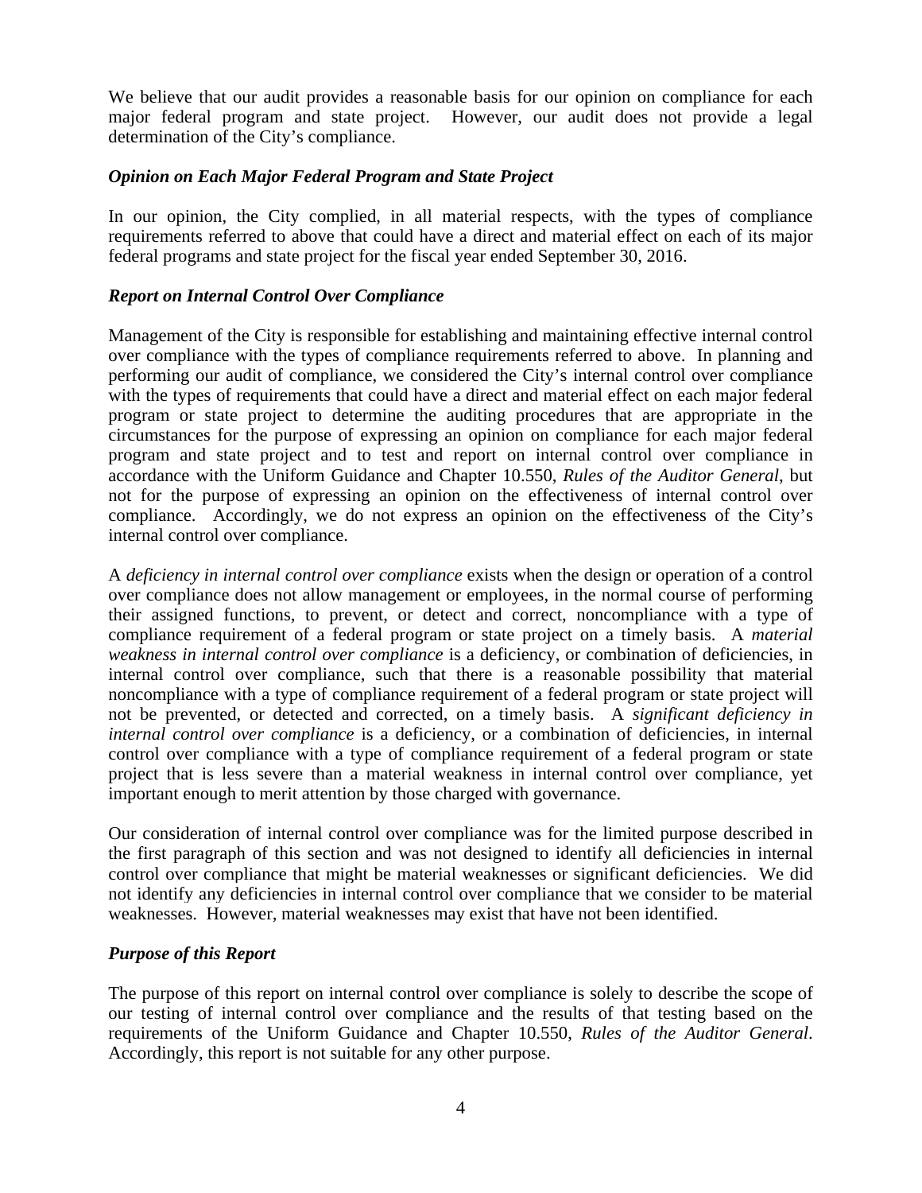We believe that our audit provides a reasonable basis for our opinion on compliance for each major federal program and state project. However, our audit does not provide a legal determination of the City's compliance.

### *Opinion on Each Major Federal Program and State Project*

In our opinion, the City complied, in all material respects, with the types of compliance requirements referred to above that could have a direct and material effect on each of its major federal programs and state project for the fiscal year ended September 30, 2016.

### *Report on Internal Control Over Compliance*

Management of the City is responsible for establishing and maintaining effective internal control over compliance with the types of compliance requirements referred to above. In planning and performing our audit of compliance, we considered the City's internal control over compliance with the types of requirements that could have a direct and material effect on each major federal program or state project to determine the auditing procedures that are appropriate in the circumstances for the purpose of expressing an opinion on compliance for each major federal program and state project and to test and report on internal control over compliance in accordance with the Uniform Guidance and Chapter 10.550, *Rules of the Auditor General*, but not for the purpose of expressing an opinion on the effectiveness of internal control over compliance. Accordingly, we do not express an opinion on the effectiveness of the City's internal control over compliance.

A *deficiency in internal control over compliance* exists when the design or operation of a control over compliance does not allow management or employees, in the normal course of performing their assigned functions, to prevent, or detect and correct, noncompliance with a type of compliance requirement of a federal program or state project on a timely basis. A *material weakness in internal control over compliance* is a deficiency, or combination of deficiencies, in internal control over compliance, such that there is a reasonable possibility that material noncompliance with a type of compliance requirement of a federal program or state project will not be prevented, or detected and corrected, on a timely basis. A *significant deficiency in internal control over compliance* is a deficiency, or a combination of deficiencies, in internal control over compliance with a type of compliance requirement of a federal program or state project that is less severe than a material weakness in internal control over compliance, yet important enough to merit attention by those charged with governance.

Our consideration of internal control over compliance was for the limited purpose described in the first paragraph of this section and was not designed to identify all deficiencies in internal control over compliance that might be material weaknesses or significant deficiencies. We did not identify any deficiencies in internal control over compliance that we consider to be material weaknesses. However, material weaknesses may exist that have not been identified.

### *Purpose of this Report*

The purpose of this report on internal control over compliance is solely to describe the scope of our testing of internal control over compliance and the results of that testing based on the requirements of the Uniform Guidance and Chapter 10.550, *Rules of the Auditor General*. Accordingly, this report is not suitable for any other purpose.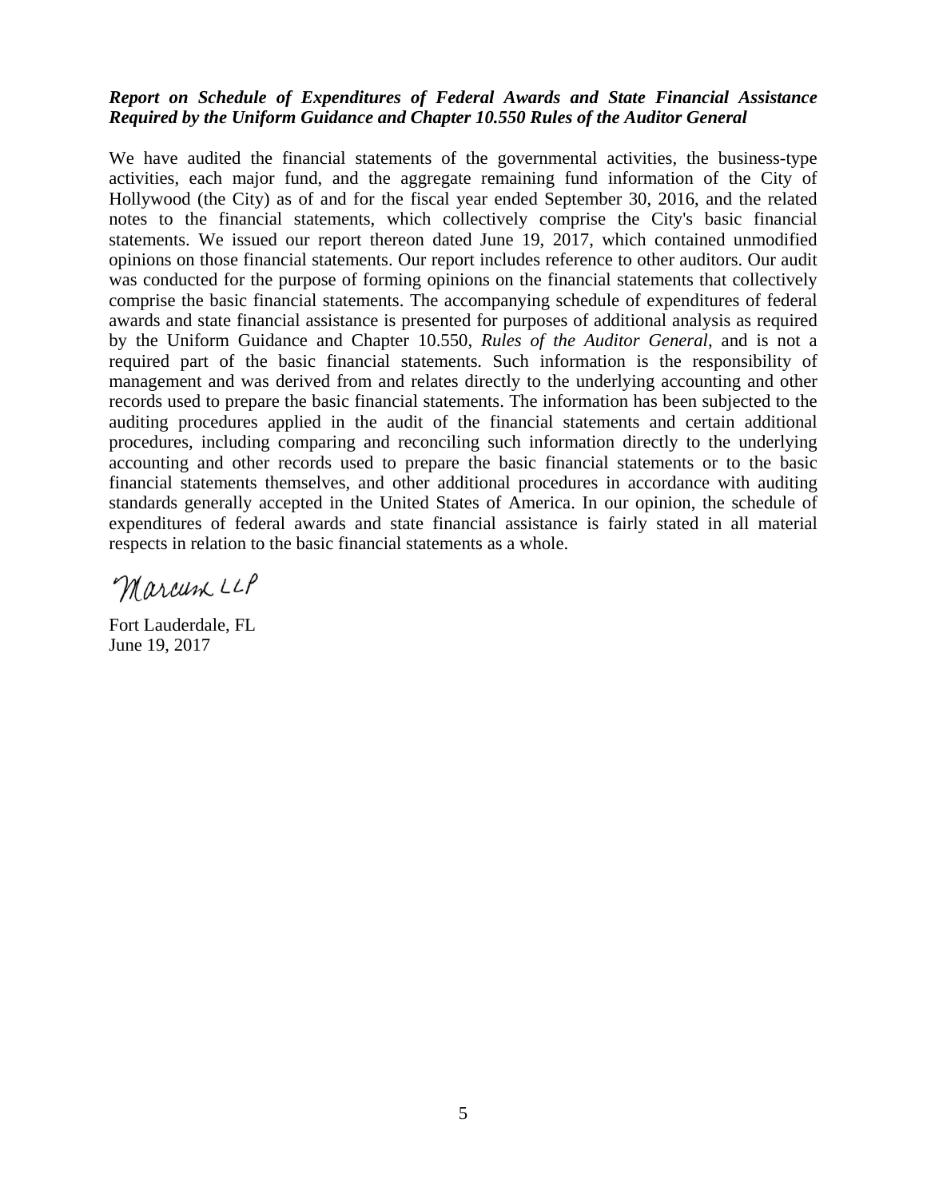***Report on Schedule of Expenditures of Federal Awards and State Financial Assistance Required by the Uniform Guidance and Chapter 10.550 Rules of the Auditor General***

We have audited the financial statements of the governmental activities, the business-type activities, each major fund, and the aggregate remaining fund information of the City of Hollywood (the City) as of and for the fiscal year ended September 30, 2016, and the related notes to the financial statements, which collectively comprise the City's basic financial statements. We issued our report thereon dated June 19, 2017, which contained unmodified opinions on those financial statements. Our report includes reference to other auditors. Our audit was conducted for the purpose of forming opinions on the financial statements that collectively comprise the basic financial statements. The accompanying schedule of expenditures of federal awards and state financial assistance is presented for purposes of additional analysis as required by the Uniform Guidance and Chapter 10.550, *Rules of the Auditor General*, and is not a required part of the basic financial statements. Such information is the responsibility of management and was derived from and relates directly to the underlying accounting and other records used to prepare the basic financial statements. The information has been subjected to the auditing procedures applied in the audit of the financial statements and certain additional procedures, including comparing and reconciling such information directly to the underlying accounting and other records used to prepare the basic financial statements or to the basic financial statements themselves, and other additional procedures in accordance with auditing standards generally accepted in the United States of America. In our opinion, the schedule of expenditures of federal awards and state financial assistance is fairly stated in all material respects in relation to the basic financial statements as a whole.

Marcum LLP

Fort Lauderdale, FL
June 19, 2017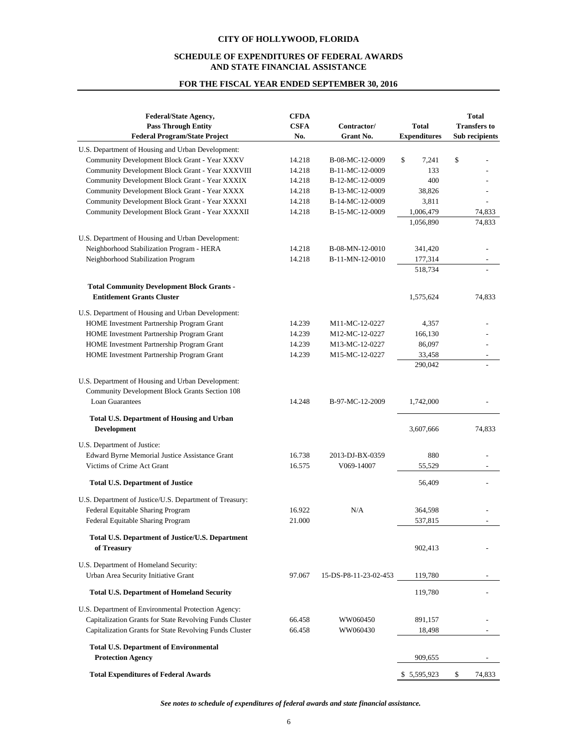# CITY OF HOLLYWOOD, FLORIDA

## SCHEDULE OF EXPENDITURES OF FEDERAL AWARDS AND STATE FINANCIAL ASSISTANCE

### FOR THE FISCAL YEAR ENDED SEPTEMBER 30, 2016

| Federal/State Agency, Pass Through Entity Federal Program/State Project | CFDA CSFA No. | Contractor/ Grant No. | Total Expenditures | Total Transfers to Sub recipients |
|---|---|---|---|---|
| U.S. Department of Housing and Urban Development: | | | | |
| Community Development Block Grant - Year XXXV | 14.218 | B-08-MC-12-0009 | $ 7,241 | $ - |
| Community Development Block Grant - Year XXXVIII | 14.218 | B-11-MC-12-0009 | 133 | - |
| Community Development Block Grant - Year XXXIX | 14.218 | B-12-MC-12-0009 | 400 | - |
| Community Development Block Grant - Year XXXX | 14.218 | B-13-MC-12-0009 | 38,826 | - |
| Community Development Block Grant - Year XXXXI | 14.218 | B-14-MC-12-0009 | 3,811 | - |
| Community Development Block Grant - Year XXXXII | 14.218 | B-15-MC-12-0009 | 1,006,479 | 74,833 |
| | | | 1,056,890 | 74,833 |
| U.S. Department of Housing and Urban Development: | | | | |
| Neighborhood Stabilization Program - HERA | 14.218 | B-08-MN-12-0010 | 341,420 | - |
| Neighborhood Stabilization Program | 14.218 | B-11-MN-12-0010 | 177,314 | - |
| | | | 518,734 | - |
| **Total Community Development Block Grants - Entitlement Grants Cluster** | | | 1,575,624 | 74,833 |
| U.S. Department of Housing and Urban Development: | | | | |
| HOME Investment Partnership Program Grant | 14.239 | M11-MC-12-0227 | 4,357 | - |
| HOME Investment Partnership Program Grant | 14.239 | M12-MC-12-0227 | 166,130 | - |
| HOME Investment Partnership Program Grant | 14.239 | M13-MC-12-0227 | 86,097 | - |
| HOME Investment Partnership Program Grant | 14.239 | M15-MC-12-0227 | 33,458 | - |
| | | | 290,042 | - |
| U.S. Department of Housing and Urban Development: | | | | |
| Community Development Block Grants Section 108 Loan Guarantees | 14.248 | B-97-MC-12-2009 | 1,742,000 | - |
| **Total U.S. Department of Housing and Urban Development** | | | 3,607,666 | 74,833 |
| U.S. Department of Justice: | | | | |
| Edward Byrne Memorial Justice Assistance Grant | 16.738 | 2013-DJ-BX-0359 | 880 | - |
| Victims of Crime Act Grant | 16.575 | V069-14007 | 55,529 | - |
| **Total U.S. Department of Justice** | | | 56,409 | - |
| U.S. Department of Justice/U.S. Department of Treasury: | | | | |
| Federal Equitable Sharing Program | 16.922 | N/A | 364,598 | - |
| Federal Equitable Sharing Program | 21.000 | | 537,815 | - |
| **Total U.S. Department of Justice/U.S. Department of Treasury** | | | 902,413 | - |
| U.S. Department of Homeland Security: | | | | |
| Urban Area Security Initiative Grant | 97.067 | 15-DS-P8-11-23-02-453 | 119,780 | - |
| **Total U.S. Department of Homeland Security** | | | 119,780 | - |
| U.S. Department of Environmental Protection Agency: | | | | |
| Capitalization Grants for State Revolving Funds Cluster | 66.458 | WW060450 | 891,157 | - |
| Capitalization Grants for State Revolving Funds Cluster | 66.458 | WW060430 | 18,498 | - |
| **Total U.S. Department of Environmental Protection Agency** | | | 909,655 | - |
| **Total Expenditures of Federal Awards** | | | $ 5,595,923 | $ 74,833 |

***See notes to schedule of expenditures of federal awards and state financial assistance.***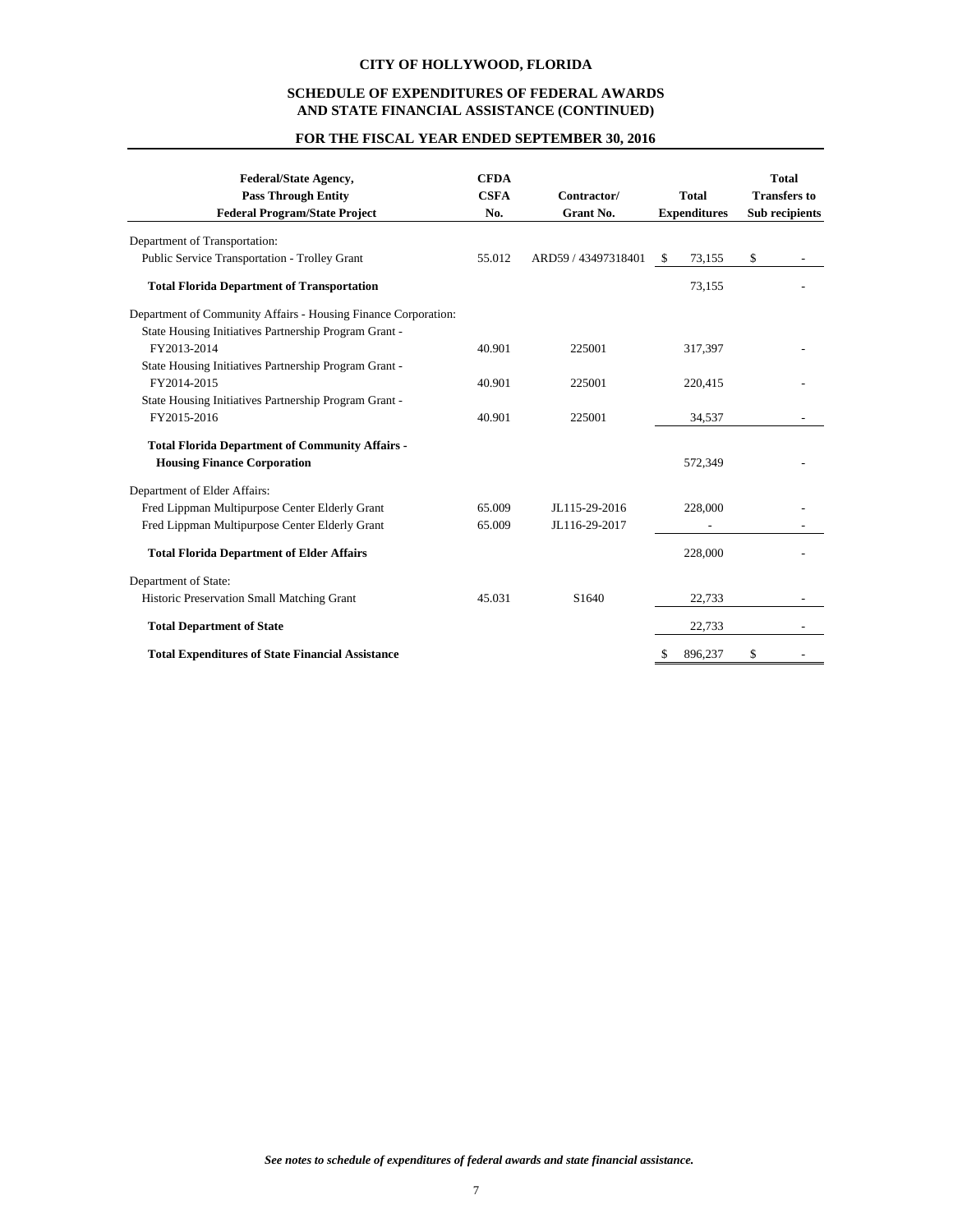# CITY OF HOLLYWOOD, FLORIDA

## SCHEDULE OF EXPENDITURES OF FEDERAL AWARDS AND STATE FINANCIAL ASSISTANCE (CONTINUED)

### FOR THE FISCAL YEAR ENDED SEPTEMBER 30, 2016

| Federal/State Agency, Pass Through Entity Federal Program/State Project | CFDA CSFA No. | Contractor/ Grant No. | Total Expenditures | Total Transfers to Sub recipients |
|---|---|---|---|---|
| Department of Transportation: | | | | |
| Public Service Transportation - Trolley Grant | 55.012 | ARD59 / 43497318401 | $ 73,155 | $ - |
| **Total Florida Department of Transportation** | | | 73,155 | - |
| Department of Community Affairs - Housing Finance Corporation: | | | | |
| State Housing Initiatives Partnership Program Grant - FY2013-2014 | 40.901 | 225001 | 317,397 | - |
| State Housing Initiatives Partnership Program Grant - FY2014-2015 | 40.901 | 225001 | 220,415 | - |
| State Housing Initiatives Partnership Program Grant - FY2015-2016 | 40.901 | 225001 | 34,537 | - |
| **Total Florida Department of Community Affairs - Housing Finance Corporation** | | | 572,349 | - |
| Department of Elder Affairs: | | | | |
| Fred Lippman Multipurpose Center Elderly Grant | 65.009 | JL115-29-2016 | 228,000 | - |
| Fred Lippman Multipurpose Center Elderly Grant | 65.009 | JL116-29-2017 | - | - |
| **Total Florida Department of Elder Affairs** | | | 228,000 | - |
| Department of State: | | | | |
| Historic Preservation Small Matching Grant | 45.031 | S1640 | 22,733 | - |
| **Total Department of State** | | | 22,733 | - |
| **Total Expenditures of State Financial Assistance** | | | $ 896,237 | $ - |

*See notes to schedule of expenditures of federal awards and state financial assistance.*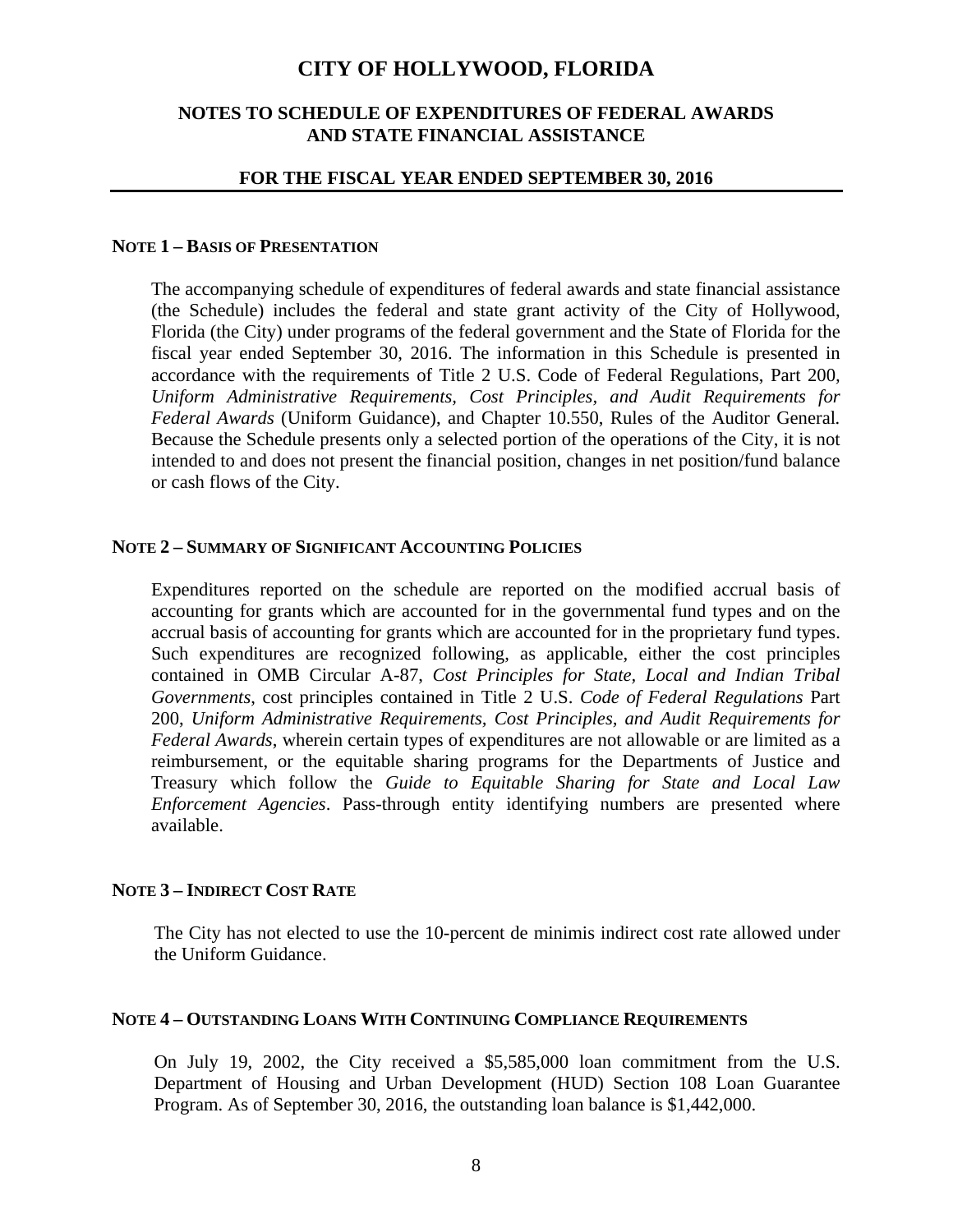# CITY OF HOLLYWOOD, FLORIDA

## NOTES TO SCHEDULE OF EXPENDITURES OF FEDERAL AWARDS AND STATE FINANCIAL ASSISTANCE

### FOR THE FISCAL YEAR ENDED SEPTEMBER 30, 2016

---

**NOTE 1 – BASIS OF PRESENTATION**

The accompanying schedule of expenditures of federal awards and state financial assistance (the Schedule) includes the federal and state grant activity of the City of Hollywood, Florida (the City) under programs of the federal government and the State of Florida for the fiscal year ended September 30, 2016. The information in this Schedule is presented in accordance with the requirements of Title 2 U.S. Code of Federal Regulations, Part 200, *Uniform Administrative Requirements, Cost Principles, and Audit Requirements for Federal Awards* (Uniform Guidance), and Chapter 10.550, Rules of the Auditor General. Because the Schedule presents only a selected portion of the operations of the City, it is not intended to and does not present the financial position, changes in net position/fund balance or cash flows of the City.

**NOTE 2 – SUMMARY OF SIGNIFICANT ACCOUNTING POLICIES**

Expenditures reported on the schedule are reported on the modified accrual basis of accounting for grants which are accounted for in the governmental fund types and on the accrual basis of accounting for grants which are accounted for in the proprietary fund types. Such expenditures are recognized following, as applicable, either the cost principles contained in OMB Circular A-87, *Cost Principles for State, Local and Indian Tribal Governments*, cost principles contained in Title 2 U.S. *Code of Federal Regulations* Part 200, *Uniform Administrative Requirements, Cost Principles, and Audit Requirements for Federal Awards*, wherein certain types of expenditures are not allowable or are limited as a reimbursement, or the equitable sharing programs for the Departments of Justice and Treasury which follow the *Guide to Equitable Sharing for State and Local Law Enforcement Agencies*. Pass-through entity identifying numbers are presented where available.

**NOTE 3 – INDIRECT COST RATE**

The City has not elected to use the 10-percent de minimis indirect cost rate allowed under the Uniform Guidance.

**NOTE 4 – OUTSTANDING LOANS WITH CONTINUING COMPLIANCE REQUIREMENTS**

On July 19, 2002, the City received a $5,585,000 loan commitment from the U.S. Department of Housing and Urban Development (HUD) Section 108 Loan Guarantee Program. As of September 30, 2016, the outstanding loan balance is $1,442,000.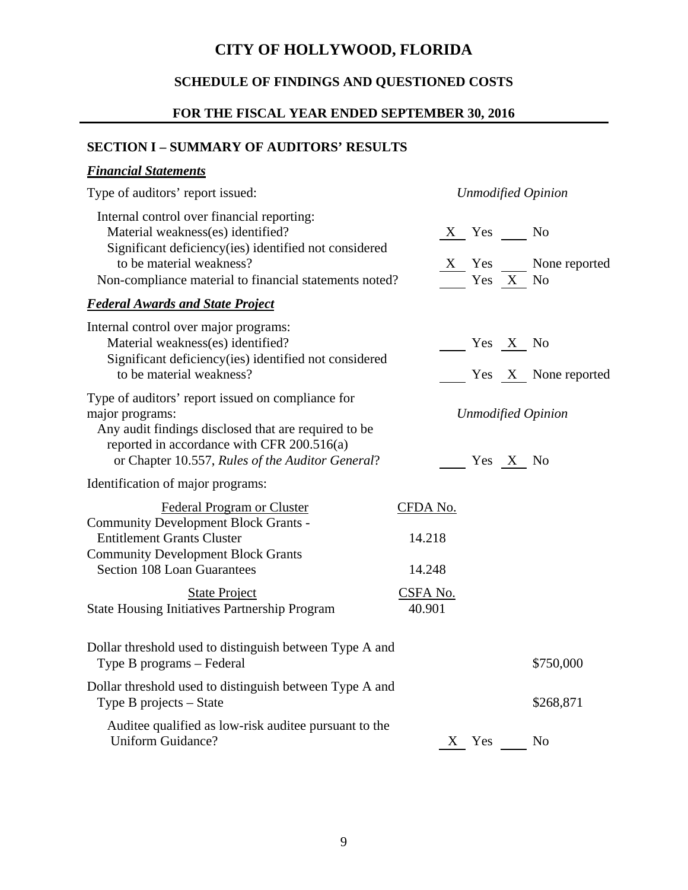# CITY OF HOLLYWOOD, FLORIDA

## SCHEDULE OF FINDINGS AND QUESTIONED COSTS

## FOR THE FISCAL YEAR ENDED SEPTEMBER 30, 2016

### SECTION I – SUMMARY OF AUDITORS' RESULTS

***Financial Statements***

Type of auditors' report issued: *Unmodified Opinion*

Internal control over financial reporting:

- Material weakness(es) identified? X Yes ___ No
- Significant deficiency(ies) identified not considered to be material weakness? X Yes ___ None reported

Non-compliance material to financial statements noted? ___ Yes X No

***Federal Awards and State Project***

Internal control over major programs:

- Material weakness(es) identified? ___ Yes X No
- Significant deficiency(ies) identified not considered to be material weakness? ___ Yes X None reported

Type of auditors' report issued on compliance for major programs: *Unmodified Opinion*

Any audit findings disclosed that are required to be reported in accordance with CFR 200.516(a) or Chapter 10.557, *Rules of the Auditor General*? ___ Yes X No

Identification of major programs:

| Federal Program or Cluster | CFDA No. |
|---|---|
| Community Development Block Grants - Entitlement Grants Cluster | 14.218 |
| Community Development Block Grants Section 108 Loan Guarantees | 14.248 |

| State Project | CSFA No. |
|---|---|
| State Housing Initiatives Partnership Program | 40.901 |

Dollar threshold used to distinguish between Type A and Type B programs – Federal: $750,000

Dollar threshold used to distinguish between Type A and Type B projects – State: $268,871

Auditee qualified as low-risk auditee pursuant to the Uniform Guidance? X Yes ___ No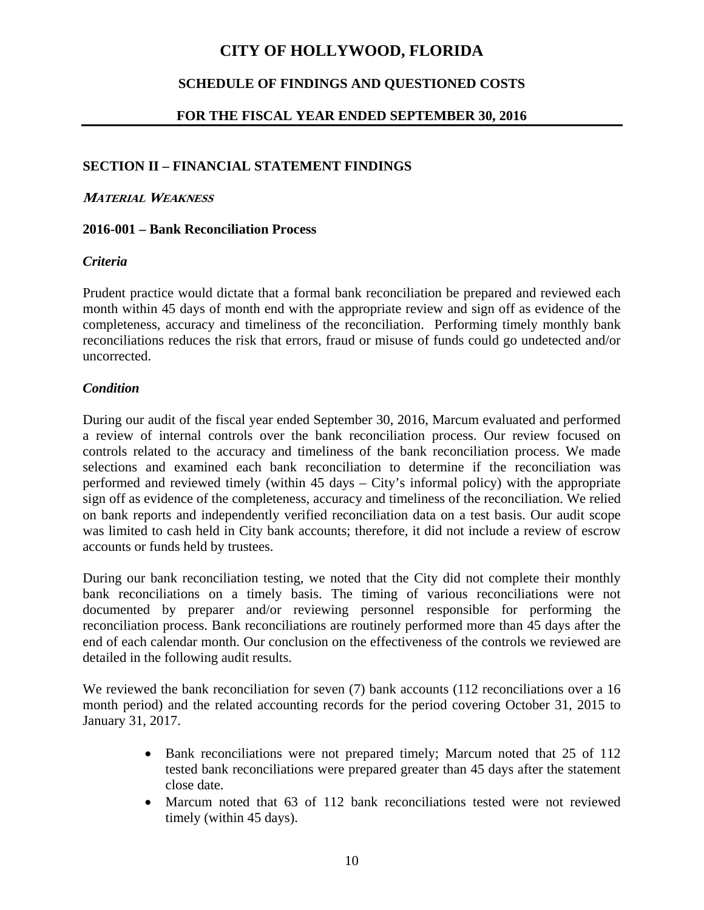# CITY OF HOLLYWOOD, FLORIDA

## SCHEDULE OF FINDINGS AND QUESTIONED COSTS

## FOR THE FISCAL YEAR ENDED SEPTEMBER 30, 2016

### SECTION II – FINANCIAL STATEMENT FINDINGS

***MATERIAL WEAKNESS***

**2016-001 – Bank Reconciliation Process**

***Criteria***

Prudent practice would dictate that a formal bank reconciliation be prepared and reviewed each month within 45 days of month end with the appropriate review and sign off as evidence of the completeness, accuracy and timeliness of the reconciliation. Performing timely monthly bank reconciliations reduces the risk that errors, fraud or misuse of funds could go undetected and/or uncorrected.

***Condition***

During our audit of the fiscal year ended September 30, 2016, Marcum evaluated and performed a review of internal controls over the bank reconciliation process. Our review focused on controls related to the accuracy and timeliness of the bank reconciliation process. We made selections and examined each bank reconciliation to determine if the reconciliation was performed and reviewed timely (within 45 days – City's informal policy) with the appropriate sign off as evidence of the completeness, accuracy and timeliness of the reconciliation. We relied on bank reports and independently verified reconciliation data on a test basis. Our audit scope was limited to cash held in City bank accounts; therefore, it did not include a review of escrow accounts or funds held by trustees.

During our bank reconciliation testing, we noted that the City did not complete their monthly bank reconciliations on a timely basis. The timing of various reconciliations were not documented by preparer and/or reviewing personnel responsible for performing the reconciliation process. Bank reconciliations are routinely performed more than 45 days after the end of each calendar month. Our conclusion on the effectiveness of the controls we reviewed are detailed in the following audit results.

We reviewed the bank reconciliation for seven (7) bank accounts (112 reconciliations over a 16 month period) and the related accounting records for the period covering October 31, 2015 to January 31, 2017.

- Bank reconciliations were not prepared timely; Marcum noted that 25 of 112 tested bank reconciliations were prepared greater than 45 days after the statement close date.
- Marcum noted that 63 of 112 bank reconciliations tested were not reviewed timely (within 45 days).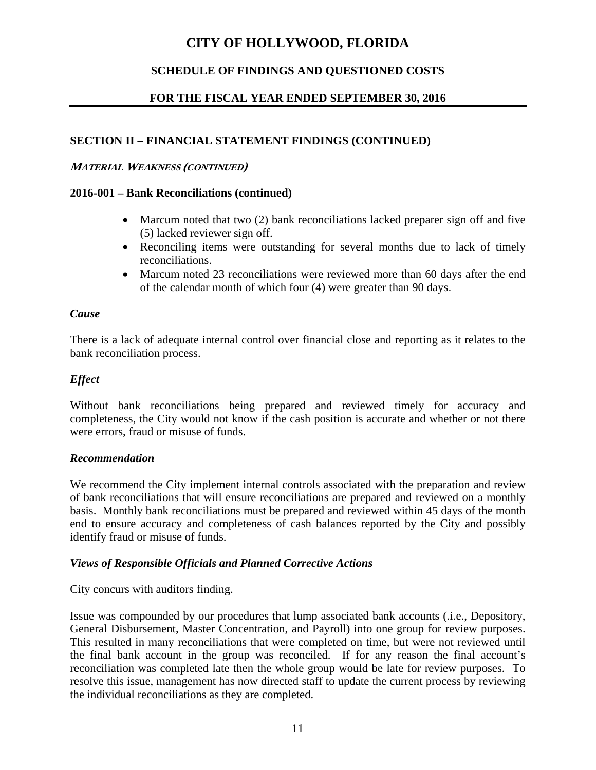# CITY OF HOLLYWOOD, FLORIDA

## SCHEDULE OF FINDINGS AND QUESTIONED COSTS

## FOR THE FISCAL YEAR ENDED SEPTEMBER 30, 2016

### SECTION II – FINANCIAL STATEMENT FINDINGS (CONTINUED)

***MATERIAL WEAKNESS (CONTINUED)***

**2016-001 – Bank Reconciliations (continued)**

- Marcum noted that two (2) bank reconciliations lacked preparer sign off and five (5) lacked reviewer sign off.
- Reconciling items were outstanding for several months due to lack of timely reconciliations.
- Marcum noted 23 reconciliations were reviewed more than 60 days after the end of the calendar month of which four (4) were greater than 90 days.

***Cause***

There is a lack of adequate internal control over financial close and reporting as it relates to the bank reconciliation process.

***Effect***

Without bank reconciliations being prepared and reviewed timely for accuracy and completeness, the City would not know if the cash position is accurate and whether or not there were errors, fraud or misuse of funds.

***Recommendation***

We recommend the City implement internal controls associated with the preparation and review of bank reconciliations that will ensure reconciliations are prepared and reviewed on a monthly basis. Monthly bank reconciliations must be prepared and reviewed within 45 days of the month end to ensure accuracy and completeness of cash balances reported by the City and possibly identify fraud or misuse of funds.

***Views of Responsible Officials and Planned Corrective Actions***

City concurs with auditors finding.

Issue was compounded by our procedures that lump associated bank accounts (.i.e., Depository, General Disbursement, Master Concentration, and Payroll) into one group for review purposes. This resulted in many reconciliations that were completed on time, but were not reviewed until the final bank account in the group was reconciled. If for any reason the final account's reconciliation was completed late then the whole group would be late for review purposes. To resolve this issue, management has now directed staff to update the current process by reviewing the individual reconciliations as they are completed.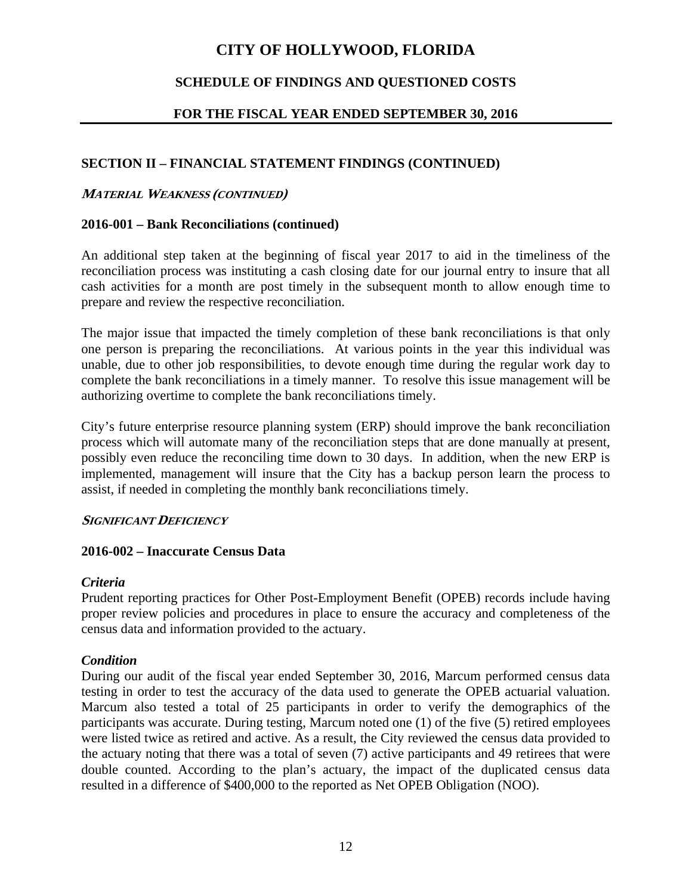# CITY OF HOLLYWOOD, FLORIDA

## SCHEDULE OF FINDINGS AND QUESTIONED COSTS

## FOR THE FISCAL YEAR ENDED SEPTEMBER 30, 2016

### SECTION II – FINANCIAL STATEMENT FINDINGS (CONTINUED)

***MATERIAL WEAKNESS (CONTINUED)***

**2016-001 – Bank Reconciliations (continued)**

An additional step taken at the beginning of fiscal year 2017 to aid in the timeliness of the reconciliation process was instituting a cash closing date for our journal entry to insure that all cash activities for a month are post timely in the subsequent month to allow enough time to prepare and review the respective reconciliation.

The major issue that impacted the timely completion of these bank reconciliations is that only one person is preparing the reconciliations. At various points in the year this individual was unable, due to other job responsibilities, to devote enough time during the regular work day to complete the bank reconciliations in a timely manner. To resolve this issue management will be authorizing overtime to complete the bank reconciliations timely.

City's future enterprise resource planning system (ERP) should improve the bank reconciliation process which will automate many of the reconciliation steps that are done manually at present, possibly even reduce the reconciling time down to 30 days. In addition, when the new ERP is implemented, management will insure that the City has a backup person learn the process to assist, if needed in completing the monthly bank reconciliations timely.

***SIGNIFICANT DEFICIENCY***

**2016-002 – Inaccurate Census Data**

***Criteria***

Prudent reporting practices for Other Post-Employment Benefit (OPEB) records include having proper review policies and procedures in place to ensure the accuracy and completeness of the census data and information provided to the actuary.

***Condition***

During our audit of the fiscal year ended September 30, 2016, Marcum performed census data testing in order to test the accuracy of the data used to generate the OPEB actuarial valuation. Marcum also tested a total of 25 participants in order to verify the demographics of the participants was accurate. During testing, Marcum noted one (1) of the five (5) retired employees were listed twice as retired and active. As a result, the City reviewed the census data provided to the actuary noting that there was a total of seven (7) active participants and 49 retirees that were double counted. According to the plan's actuary, the impact of the duplicated census data resulted in a difference of $400,000 to the reported as Net OPEB Obligation (NOO).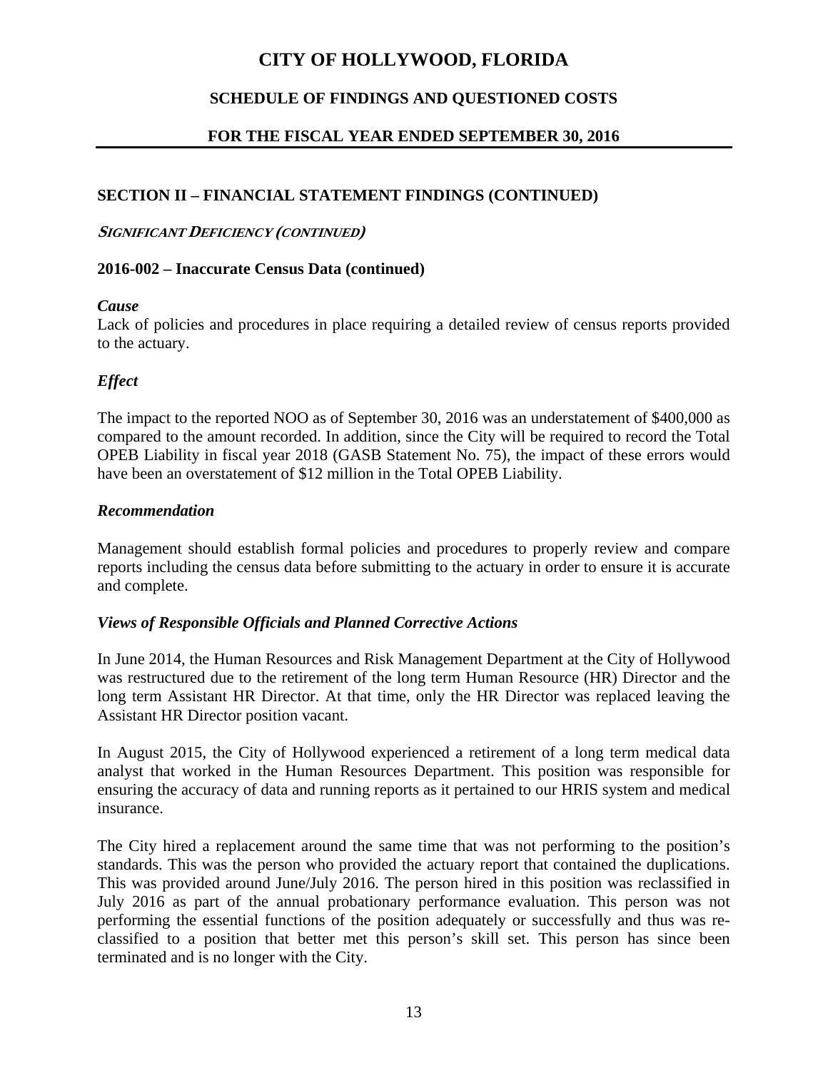# CITY OF HOLLYWOOD, FLORIDA

## SCHEDULE OF FINDINGS AND QUESTIONED COSTS

## FOR THE FISCAL YEAR ENDED SEPTEMBER 30, 2016

### SECTION II – FINANCIAL STATEMENT FINDINGS (CONTINUED)

***SIGNIFICANT DEFICIENCY (CONTINUED)***

#### 2016-002 – Inaccurate Census Data (continued)

***Cause***

Lack of policies and procedures in place requiring a detailed review of census reports provided to the actuary.

***Effect***

The impact to the reported NOO as of September 30, 2016 was an understatement of $400,000 as compared to the amount recorded. In addition, since the City will be required to record the Total OPEB Liability in fiscal year 2018 (GASB Statement No. 75), the impact of these errors would have been an overstatement of $12 million in the Total OPEB Liability.

***Recommendation***

Management should establish formal policies and procedures to properly review and compare reports including the census data before submitting to the actuary in order to ensure it is accurate and complete.

***Views of Responsible Officials and Planned Corrective Actions***

In June 2014, the Human Resources and Risk Management Department at the City of Hollywood was restructured due to the retirement of the long term Human Resource (HR) Director and the long term Assistant HR Director. At that time, only the HR Director was replaced leaving the Assistant HR Director position vacant.

In August 2015, the City of Hollywood experienced a retirement of a long term medical data analyst that worked in the Human Resources Department. This position was responsible for ensuring the accuracy of data and running reports as it pertained to our HRIS system and medical insurance.

The City hired a replacement around the same time that was not performing to the position's standards. This was the person who provided the actuary report that contained the duplications. This was provided around June/July 2016. The person hired in this position was reclassified in July 2016 as part of the annual probationary performance evaluation. This person was not performing the essential functions of the position adequately or successfully and thus was re-classified to a position that better met this person's skill set. This person has since been terminated and is no longer with the City.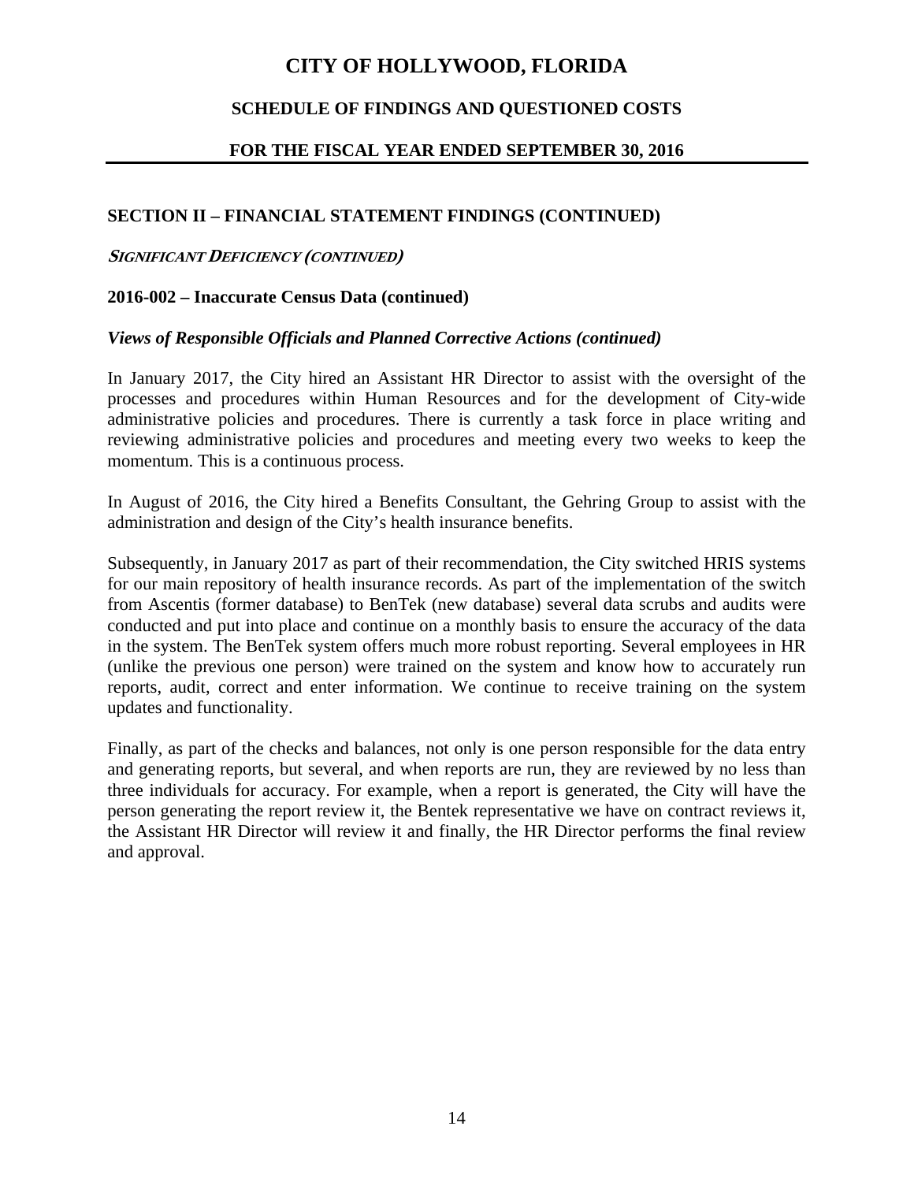# CITY OF HOLLYWOOD, FLORIDA

## SCHEDULE OF FINDINGS AND QUESTIONED COSTS

## FOR THE FISCAL YEAR ENDED SEPTEMBER 30, 2016

### SECTION II – FINANCIAL STATEMENT FINDINGS (CONTINUED)

***SIGNIFICANT DEFICIENCY (CONTINUED)***

**2016-002 – Inaccurate Census Data (continued)**

***Views of Responsible Officials and Planned Corrective Actions (continued)***

In January 2017, the City hired an Assistant HR Director to assist with the oversight of the processes and procedures within Human Resources and for the development of City-wide administrative policies and procedures. There is currently a task force in place writing and reviewing administrative policies and procedures and meeting every two weeks to keep the momentum. This is a continuous process.

In August of 2016, the City hired a Benefits Consultant, the Gehring Group to assist with the administration and design of the City's health insurance benefits.

Subsequently, in January 2017 as part of their recommendation, the City switched HRIS systems for our main repository of health insurance records. As part of the implementation of the switch from Ascentis (former database) to BenTek (new database) several data scrubs and audits were conducted and put into place and continue on a monthly basis to ensure the accuracy of the data in the system. The BenTek system offers much more robust reporting. Several employees in HR (unlike the previous one person) were trained on the system and know how to accurately run reports, audit, correct and enter information. We continue to receive training on the system updates and functionality.

Finally, as part of the checks and balances, not only is one person responsible for the data entry and generating reports, but several, and when reports are run, they are reviewed by no less than three individuals for accuracy. For example, when a report is generated, the City will have the person generating the report review it, the Bentek representative we have on contract reviews it, the Assistant HR Director will review it and finally, the HR Director performs the final review and approval.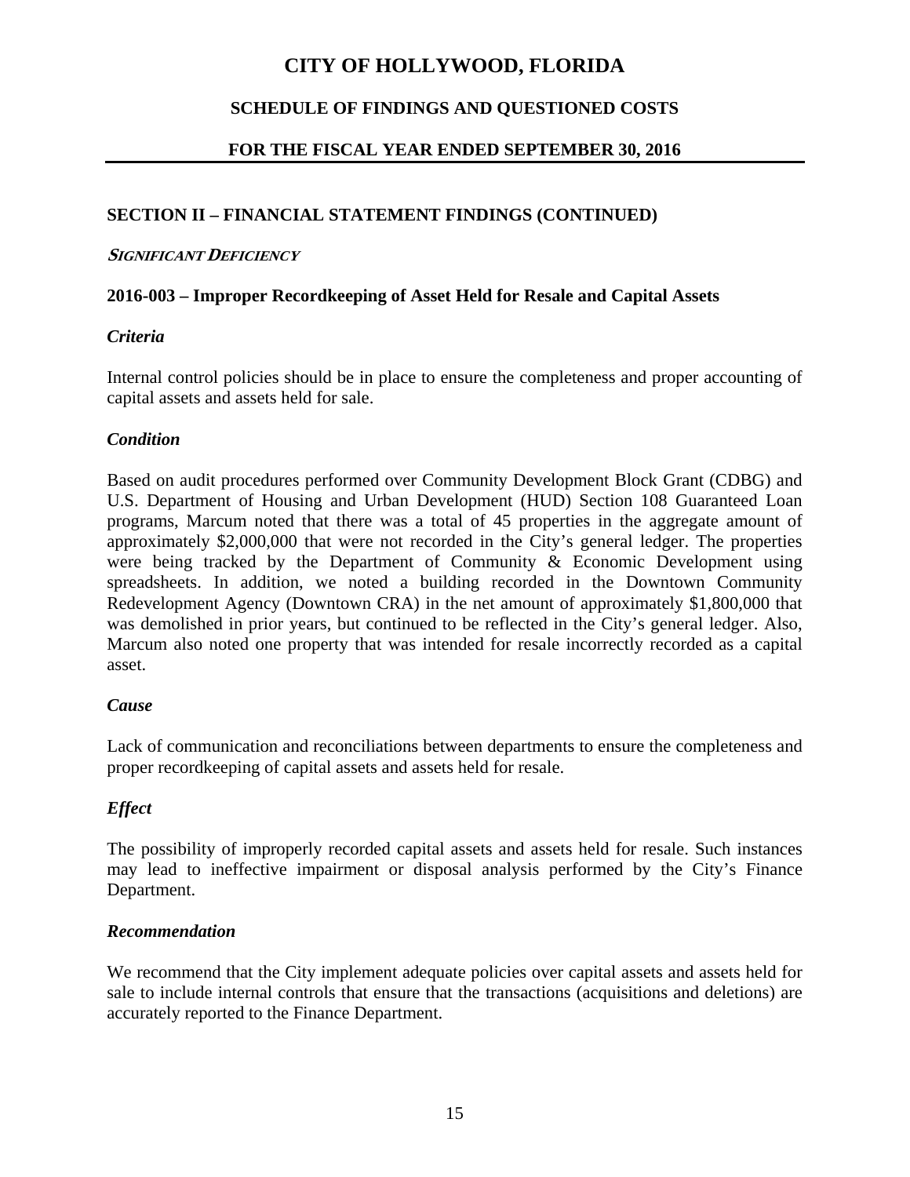# CITY OF HOLLYWOOD, FLORIDA

## SCHEDULE OF FINDINGS AND QUESTIONED COSTS

## FOR THE FISCAL YEAR ENDED SEPTEMBER 30, 2016

### SECTION II – FINANCIAL STATEMENT FINDINGS (CONTINUED)

***SIGNIFICANT DEFICIENCY***

### 2016-003 – Improper Recordkeeping of Asset Held for Resale and Capital Assets

***Criteria***

Internal control policies should be in place to ensure the completeness and proper accounting of capital assets and assets held for sale.

***Condition***

Based on audit procedures performed over Community Development Block Grant (CDBG) and U.S. Department of Housing and Urban Development (HUD) Section 108 Guaranteed Loan programs, Marcum noted that there was a total of 45 properties in the aggregate amount of approximately $2,000,000 that were not recorded in the City's general ledger. The properties were being tracked by the Department of Community & Economic Development using spreadsheets. In addition, we noted a building recorded in the Downtown Community Redevelopment Agency (Downtown CRA) in the net amount of approximately $1,800,000 that was demolished in prior years, but continued to be reflected in the City's general ledger. Also, Marcum also noted one property that was intended for resale incorrectly recorded as a capital asset.

***Cause***

Lack of communication and reconciliations between departments to ensure the completeness and proper recordkeeping of capital assets and assets held for resale.

***Effect***

The possibility of improperly recorded capital assets and assets held for resale. Such instances may lead to ineffective impairment or disposal analysis performed by the City's Finance Department.

***Recommendation***

We recommend that the City implement adequate policies over capital assets and assets held for sale to include internal controls that ensure that the transactions (acquisitions and deletions) are accurately reported to the Finance Department.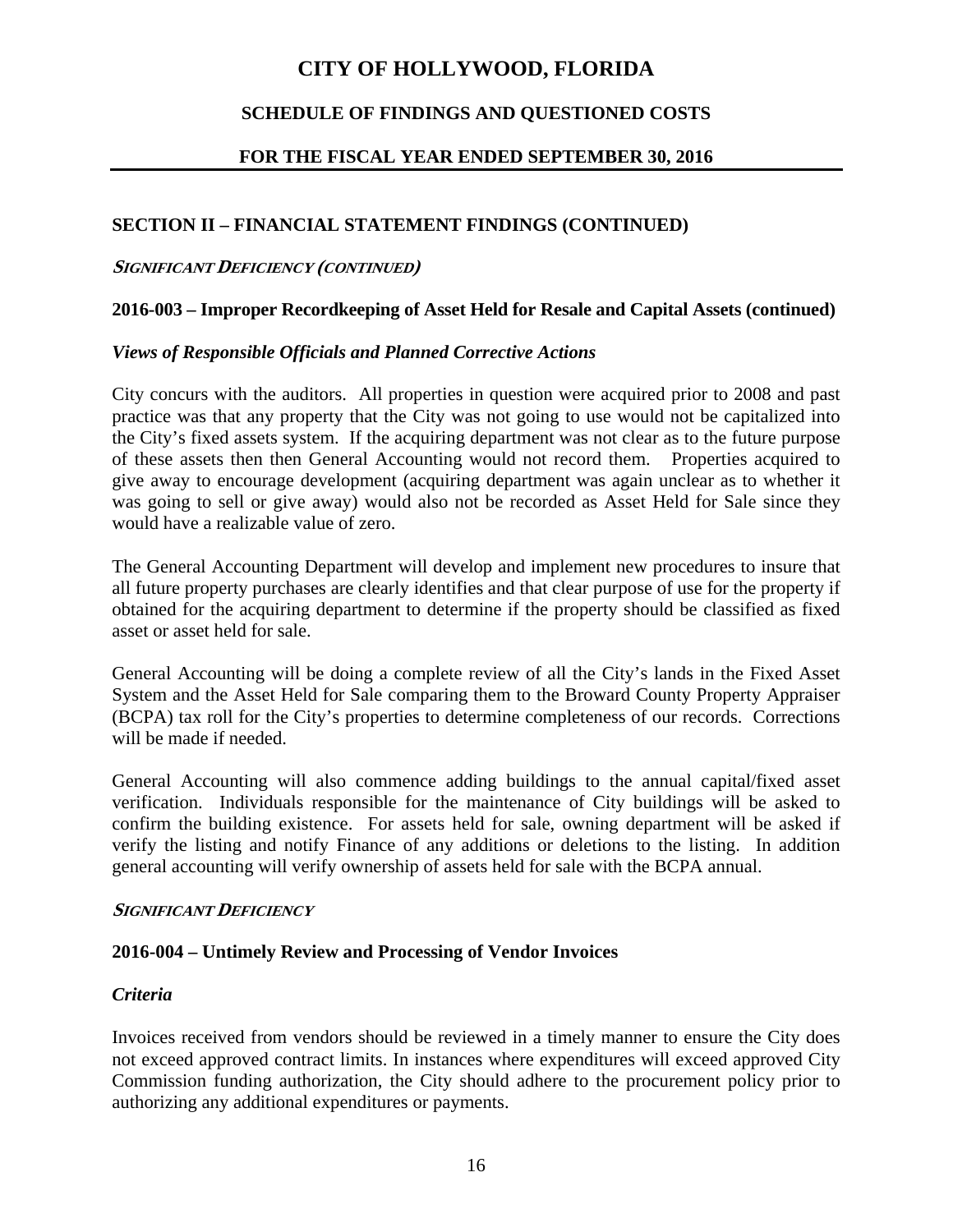# CITY OF HOLLYWOOD, FLORIDA

## SCHEDULE OF FINDINGS AND QUESTIONED COSTS

## FOR THE FISCAL YEAR ENDED SEPTEMBER 30, 2016

### SECTION II – FINANCIAL STATEMENT FINDINGS (CONTINUED)

***SIGNIFICANT DEFICIENCY (CONTINUED)***

#### 2016-003 – Improper Recordkeeping of Asset Held for Resale and Capital Assets (continued)

***Views of Responsible Officials and Planned Corrective Actions***

City concurs with the auditors. All properties in question were acquired prior to 2008 and past practice was that any property that the City was not going to use would not be capitalized into the City's fixed assets system. If the acquiring department was not clear as to the future purpose of these assets then then General Accounting would not record them. Properties acquired to give away to encourage development (acquiring department was again unclear as to whether it was going to sell or give away) would also not be recorded as Asset Held for Sale since they would have a realizable value of zero.

The General Accounting Department will develop and implement new procedures to insure that all future property purchases are clearly identifies and that clear purpose of use for the property if obtained for the acquiring department to determine if the property should be classified as fixed asset or asset held for sale.

General Accounting will be doing a complete review of all the City's lands in the Fixed Asset System and the Asset Held for Sale comparing them to the Broward County Property Appraiser (BCPA) tax roll for the City's properties to determine completeness of our records. Corrections will be made if needed.

General Accounting will also commence adding buildings to the annual capital/fixed asset verification. Individuals responsible for the maintenance of City buildings will be asked to confirm the building existence. For assets held for sale, owning department will be asked if verify the listing and notify Finance of any additions or deletions to the listing. In addition general accounting will verify ownership of assets held for sale with the BCPA annual.

***SIGNIFICANT DEFICIENCY***

#### 2016-004 – Untimely Review and Processing of Vendor Invoices

***Criteria***

Invoices received from vendors should be reviewed in a timely manner to ensure the City does not exceed approved contract limits. In instances where expenditures will exceed approved City Commission funding authorization, the City should adhere to the procurement policy prior to authorizing any additional expenditures or payments.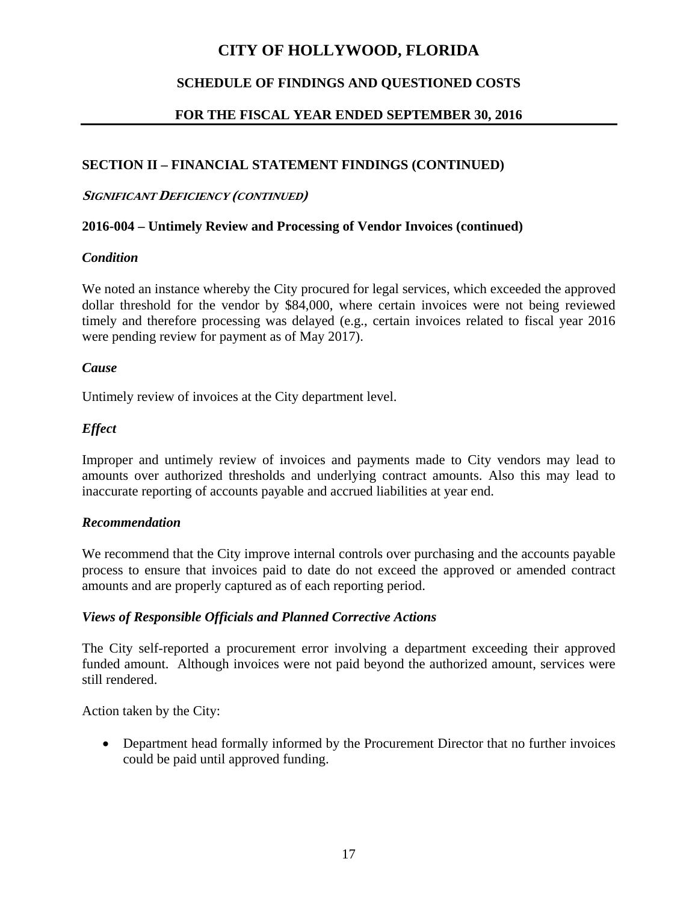# CITY OF HOLLYWOOD, FLORIDA

## SCHEDULE OF FINDINGS AND QUESTIONED COSTS

## FOR THE FISCAL YEAR ENDED SEPTEMBER 30, 2016

### SECTION II – FINANCIAL STATEMENT FINDINGS (CONTINUED)

***SIGNIFICANT DEFICIENCY (CONTINUED)***

### 2016-004 – Untimely Review and Processing of Vendor Invoices (continued)

***Condition***

We noted an instance whereby the City procured for legal services, which exceeded the approved dollar threshold for the vendor by $84,000, where certain invoices were not being reviewed timely and therefore processing was delayed (e.g., certain invoices related to fiscal year 2016 were pending review for payment as of May 2017).

***Cause***

Untimely review of invoices at the City department level.

***Effect***

Improper and untimely review of invoices and payments made to City vendors may lead to amounts over authorized thresholds and underlying contract amounts. Also this may lead to inaccurate reporting of accounts payable and accrued liabilities at year end.

***Recommendation***

We recommend that the City improve internal controls over purchasing and the accounts payable process to ensure that invoices paid to date do not exceed the approved or amended contract amounts and are properly captured as of each reporting period.

***Views of Responsible Officials and Planned Corrective Actions***

The City self-reported a procurement error involving a department exceeding their approved funded amount. Although invoices were not paid beyond the authorized amount, services were still rendered.

Action taken by the City:

- Department head formally informed by the Procurement Director that no further invoices could be paid until approved funding.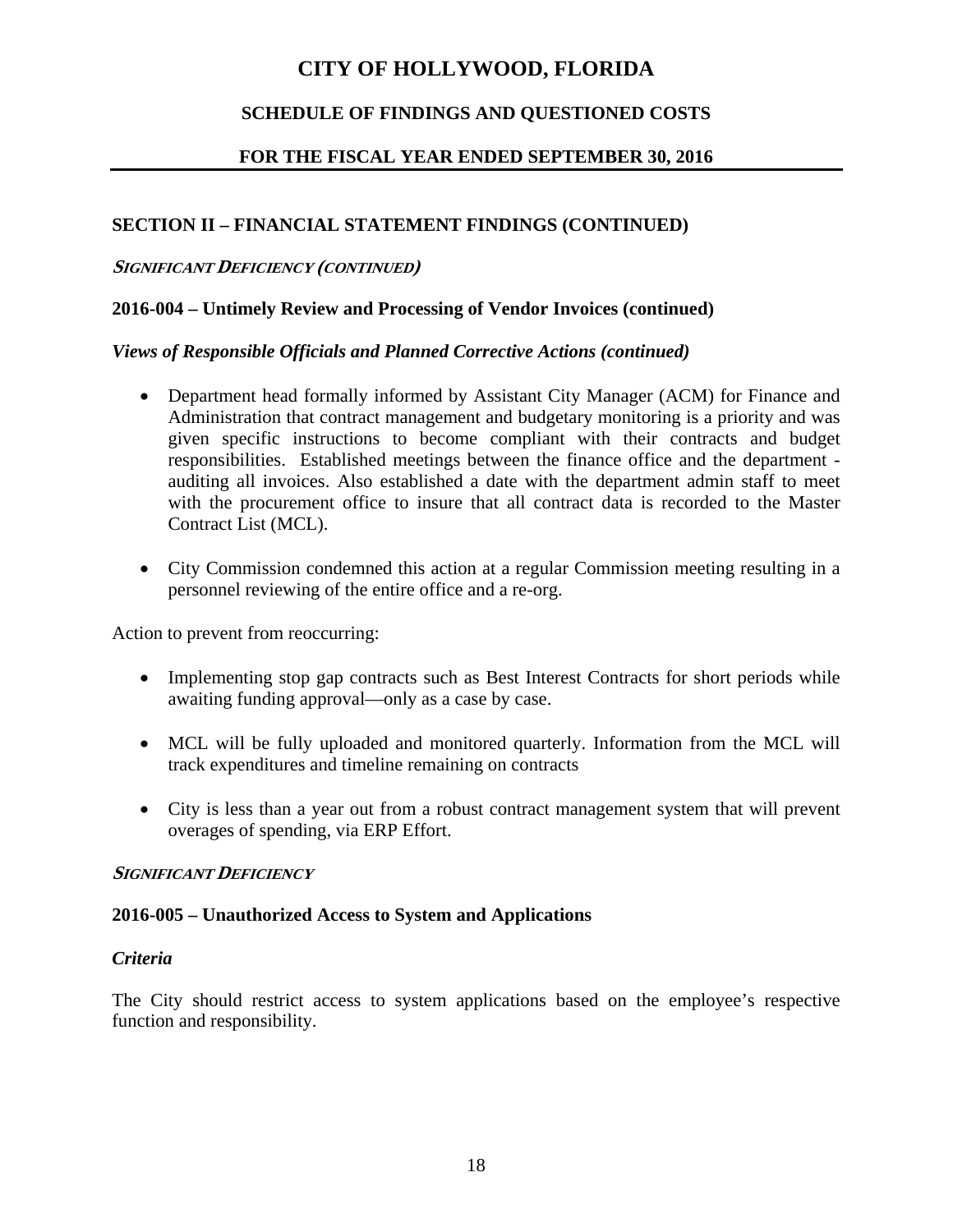# CITY OF HOLLYWOOD, FLORIDA

## SCHEDULE OF FINDINGS AND QUESTIONED COSTS

## FOR THE FISCAL YEAR ENDED SEPTEMBER 30, 2016

### SECTION II – FINANCIAL STATEMENT FINDINGS (CONTINUED)

***SIGNIFICANT DEFICIENCY (CONTINUED)***

### 2016-004 – Untimely Review and Processing of Vendor Invoices (continued)

***Views of Responsible Officials and Planned Corrective Actions (continued)***

- Department head formally informed by Assistant City Manager (ACM) for Finance and Administration that contract management and budgetary monitoring is a priority and was given specific instructions to become compliant with their contracts and budget responsibilities. Established meetings between the finance office and the department - auditing all invoices. Also established a date with the department admin staff to meet with the procurement office to insure that all contract data is recorded to the Master Contract List (MCL).

- City Commission condemned this action at a regular Commission meeting resulting in a personnel reviewing of the entire office and a re-org.

Action to prevent from reoccurring:

- Implementing stop gap contracts such as Best Interest Contracts for short periods while awaiting funding approval—only as a case by case.

- MCL will be fully uploaded and monitored quarterly. Information from the MCL will track expenditures and timeline remaining on contracts

- City is less than a year out from a robust contract management system that will prevent overages of spending, via ERP Effort.

***SIGNIFICANT DEFICIENCY***

### 2016-005 – Unauthorized Access to System and Applications

***Criteria***

The City should restrict access to system applications based on the employee's respective function and responsibility.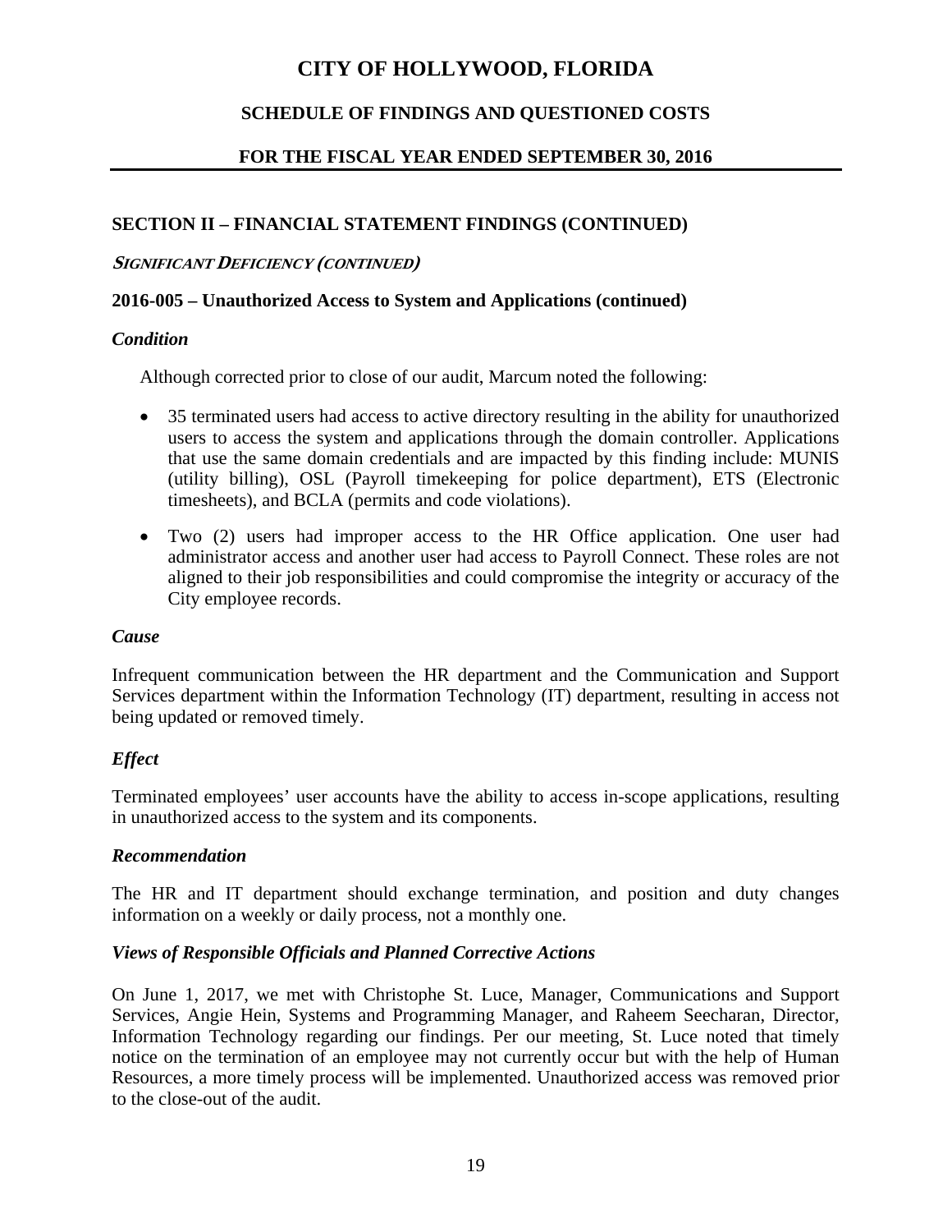# CITY OF HOLLYWOOD, FLORIDA

## SCHEDULE OF FINDINGS AND QUESTIONED COSTS

## FOR THE FISCAL YEAR ENDED SEPTEMBER 30, 2016

### SECTION II – FINANCIAL STATEMENT FINDINGS (CONTINUED)

***SIGNIFICANT DEFICIENCY (CONTINUED)***

**2016-005 – Unauthorized Access to System and Applications (continued)**

***Condition***

Although corrected prior to close of our audit, Marcum noted the following:

- 35 terminated users had access to active directory resulting in the ability for unauthorized users to access the system and applications through the domain controller. Applications that use the same domain credentials and are impacted by this finding include: MUNIS (utility billing), OSL (Payroll timekeeping for police department), ETS (Electronic timesheets), and BCLA (permits and code violations).
- Two (2) users had improper access to the HR Office application. One user had administrator access and another user had access to Payroll Connect. These roles are not aligned to their job responsibilities and could compromise the integrity or accuracy of the City employee records.

***Cause***

Infrequent communication between the HR department and the Communication and Support Services department within the Information Technology (IT) department, resulting in access not being updated or removed timely.

***Effect***

Terminated employees' user accounts have the ability to access in-scope applications, resulting in unauthorized access to the system and its components.

***Recommendation***

The HR and IT department should exchange termination, and position and duty changes information on a weekly or daily process, not a monthly one.

***Views of Responsible Officials and Planned Corrective Actions***

On June 1, 2017, we met with Christophe St. Luce, Manager, Communications and Support Services, Angie Hein, Systems and Programming Manager, and Raheem Seecharan, Director, Information Technology regarding our findings. Per our meeting, St. Luce noted that timely notice on the termination of an employee may not currently occur but with the help of Human Resources, a more timely process will be implemented. Unauthorized access was removed prior to the close-out of the audit.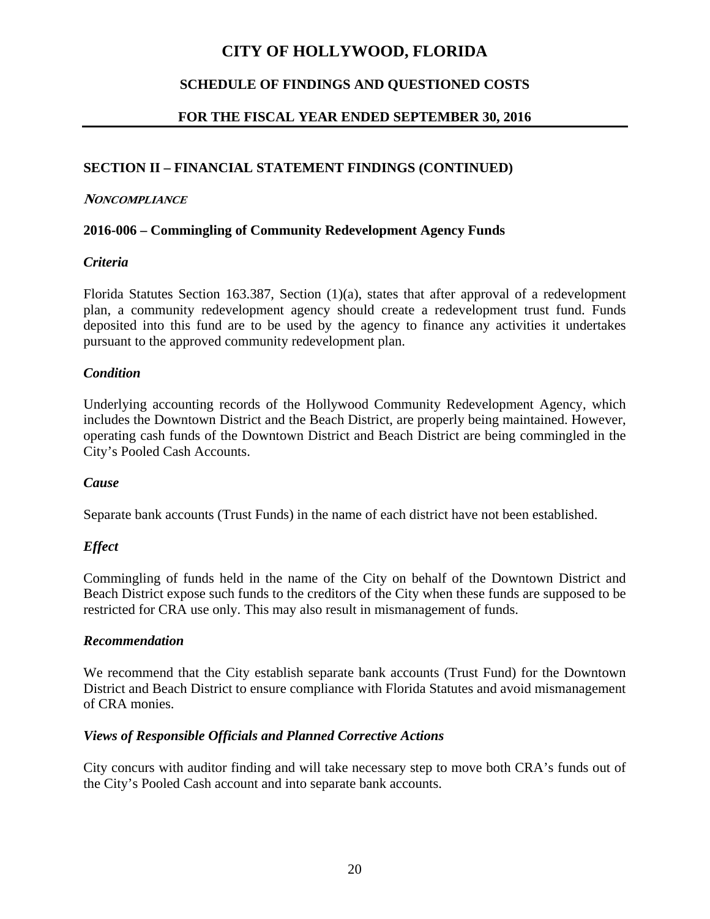# CITY OF HOLLYWOOD, FLORIDA

## SCHEDULE OF FINDINGS AND QUESTIONED COSTS

## FOR THE FISCAL YEAR ENDED SEPTEMBER 30, 2016

### SECTION II – FINANCIAL STATEMENT FINDINGS (CONTINUED)

***NONCOMPLIANCE***

### 2016-006 – Commingling of Community Redevelopment Agency Funds

***Criteria***

Florida Statutes Section 163.387, Section (1)(a), states that after approval of a redevelopment plan, a community redevelopment agency should create a redevelopment trust fund. Funds deposited into this fund are to be used by the agency to finance any activities it undertakes pursuant to the approved community redevelopment plan.

***Condition***

Underlying accounting records of the Hollywood Community Redevelopment Agency, which includes the Downtown District and the Beach District, are properly being maintained. However, operating cash funds of the Downtown District and Beach District are being commingled in the City's Pooled Cash Accounts.

***Cause***

Separate bank accounts (Trust Funds) in the name of each district have not been established.

***Effect***

Commingling of funds held in the name of the City on behalf of the Downtown District and Beach District expose such funds to the creditors of the City when these funds are supposed to be restricted for CRA use only. This may also result in mismanagement of funds.

***Recommendation***

We recommend that the City establish separate bank accounts (Trust Fund) for the Downtown District and Beach District to ensure compliance with Florida Statutes and avoid mismanagement of CRA monies.

***Views of Responsible Officials and Planned Corrective Actions***

City concurs with auditor finding and will take necessary step to move both CRA's funds out of the City's Pooled Cash account and into separate bank accounts.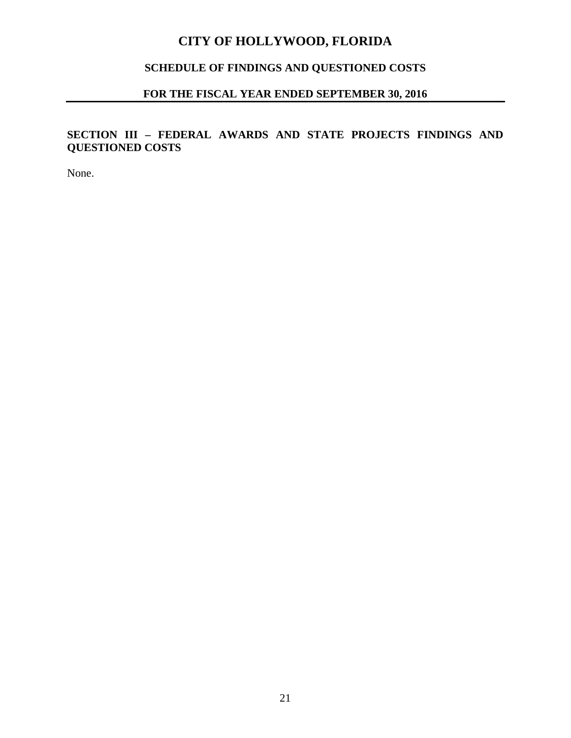# CITY OF HOLLYWOOD, FLORIDA

## SCHEDULE OF FINDINGS AND QUESTIONED COSTS

## FOR THE FISCAL YEAR ENDED SEPTEMBER 30, 2016

### SECTION III – FEDERAL AWARDS AND STATE PROJECTS FINDINGS AND QUESTIONED COSTS

None.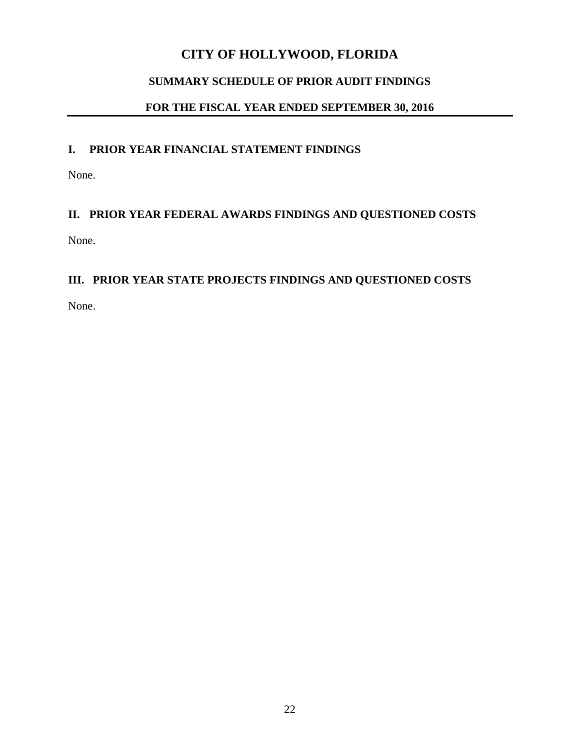# CITY OF HOLLYWOOD, FLORIDA

## SUMMARY SCHEDULE OF PRIOR AUDIT FINDINGS

## FOR THE FISCAL YEAR ENDED SEPTEMBER 30, 2016

### I. PRIOR YEAR FINANCIAL STATEMENT FINDINGS

None.

### II. PRIOR YEAR FEDERAL AWARDS FINDINGS AND QUESTIONED COSTS

None.

### III. PRIOR YEAR STATE PROJECTS FINDINGS AND QUESTIONED COSTS

None.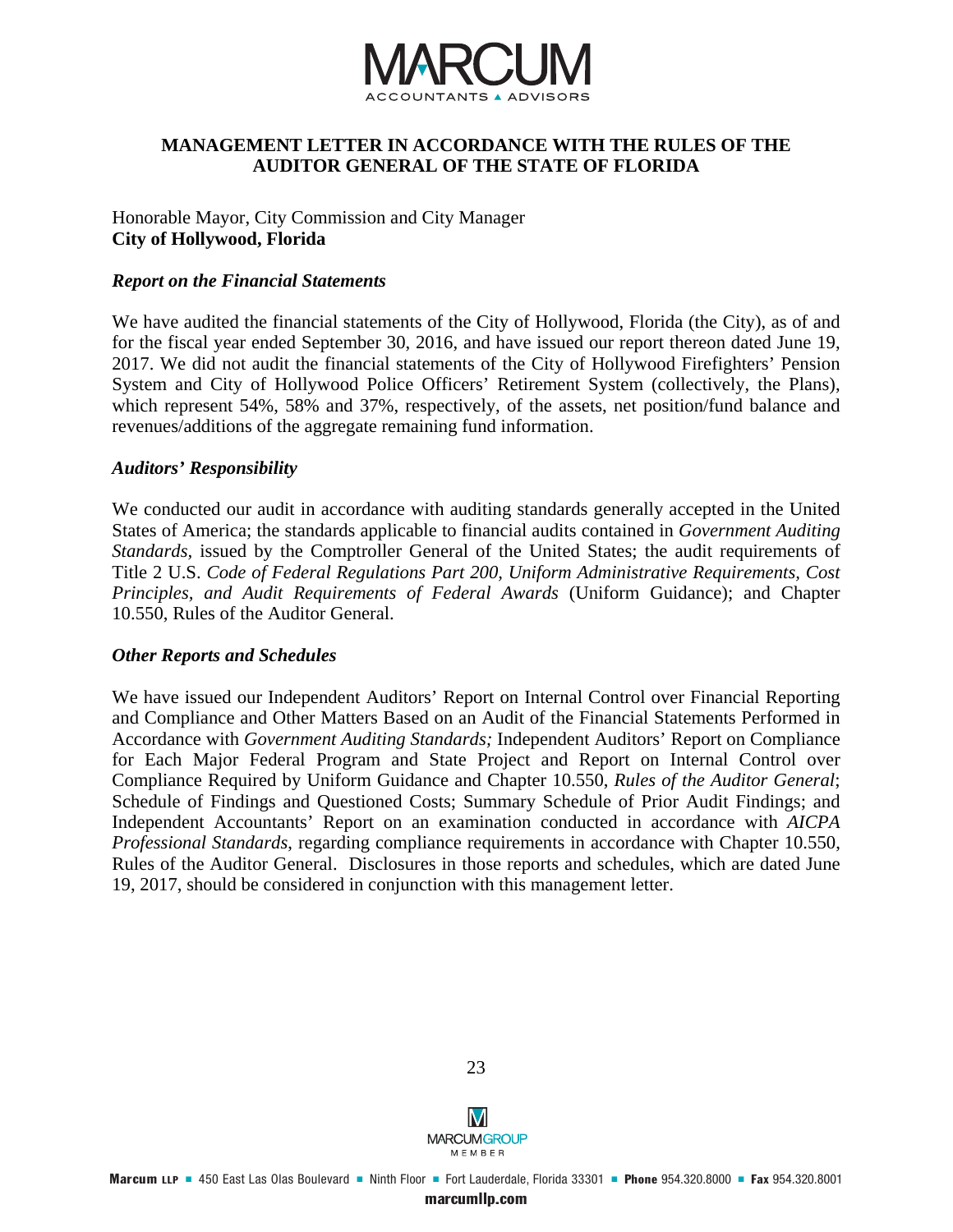## MANAGEMENT LETTER IN ACCORDANCE WITH THE RULES OF THE AUDITOR GENERAL OF THE STATE OF FLORIDA

Honorable Mayor, City Commission and City Manager
**City of Hollywood, Florida**

### *Report on the Financial Statements*

We have audited the financial statements of the City of Hollywood, Florida (the City), as of and for the fiscal year ended September 30, 2016, and have issued our report thereon dated June 19, 2017. We did not audit the financial statements of the City of Hollywood Firefighters' Pension System and City of Hollywood Police Officers' Retirement System (collectively, the Plans), which represent 54%, 58% and 37%, respectively, of the assets, net position/fund balance and revenues/additions of the aggregate remaining fund information.

### *Auditors' Responsibility*

We conducted our audit in accordance with auditing standards generally accepted in the United States of America; the standards applicable to financial audits contained in *Government Auditing Standards,* issued by the Comptroller General of the United States; the audit requirements of Title 2 U.S. *Code of Federal Regulations Part 200, Uniform Administrative Requirements, Cost Principles, and Audit Requirements of Federal Awards* (Uniform Guidance); and Chapter 10.550, Rules of the Auditor General.

### *Other Reports and Schedules*

We have issued our Independent Auditors' Report on Internal Control over Financial Reporting and Compliance and Other Matters Based on an Audit of the Financial Statements Performed in Accordance with *Government Auditing Standards;* Independent Auditors' Report on Compliance for Each Major Federal Program and State Project and Report on Internal Control over Compliance Required by Uniform Guidance and Chapter 10.550, *Rules of the Auditor General*; Schedule of Findings and Questioned Costs; Summary Schedule of Prior Audit Findings; and Independent Accountants' Report on an examination conducted in accordance with *AICPA Professional Standards*, regarding compliance requirements in accordance with Chapter 10.550, Rules of the Auditor General. Disclosures in those reports and schedules, which are dated June 19, 2017, should be considered in conjunction with this management letter.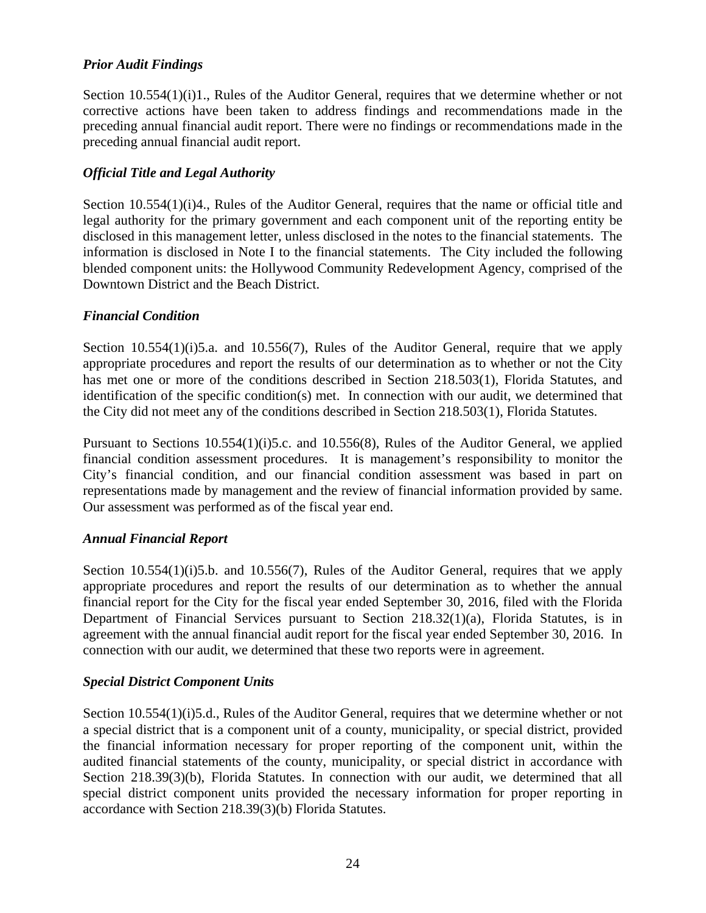### *Prior Audit Findings*

Section 10.554(1)(i)1., Rules of the Auditor General, requires that we determine whether or not corrective actions have been taken to address findings and recommendations made in the preceding annual financial audit report. There were no findings or recommendations made in the preceding annual financial audit report.

### *Official Title and Legal Authority*

Section 10.554(1)(i)4., Rules of the Auditor General, requires that the name or official title and legal authority for the primary government and each component unit of the reporting entity be disclosed in this management letter, unless disclosed in the notes to the financial statements. The information is disclosed in Note I to the financial statements. The City included the following blended component units: the Hollywood Community Redevelopment Agency, comprised of the Downtown District and the Beach District.

### *Financial Condition*

Section 10.554(1)(i)5.a. and 10.556(7), Rules of the Auditor General, require that we apply appropriate procedures and report the results of our determination as to whether or not the City has met one or more of the conditions described in Section 218.503(1), Florida Statutes, and identification of the specific condition(s) met. In connection with our audit, we determined that the City did not meet any of the conditions described in Section 218.503(1), Florida Statutes.

Pursuant to Sections 10.554(1)(i)5.c. and 10.556(8), Rules of the Auditor General, we applied financial condition assessment procedures. It is management's responsibility to monitor the City's financial condition, and our financial condition assessment was based in part on representations made by management and the review of financial information provided by same. Our assessment was performed as of the fiscal year end.

### *Annual Financial Report*

Section 10.554(1)(i)5.b. and 10.556(7), Rules of the Auditor General, requires that we apply appropriate procedures and report the results of our determination as to whether the annual financial report for the City for the fiscal year ended September 30, 2016, filed with the Florida Department of Financial Services pursuant to Section 218.32(1)(a), Florida Statutes, is in agreement with the annual financial audit report for the fiscal year ended September 30, 2016. In connection with our audit, we determined that these two reports were in agreement.

### *Special District Component Units*

Section 10.554(1)(i)5.d., Rules of the Auditor General, requires that we determine whether or not a special district that is a component unit of a county, municipality, or special district, provided the financial information necessary for proper reporting of the component unit, within the audited financial statements of the county, municipality, or special district in accordance with Section 218.39(3)(b), Florida Statutes. In connection with our audit, we determined that all special district component units provided the necessary information for proper reporting in accordance with Section 218.39(3)(b) Florida Statutes.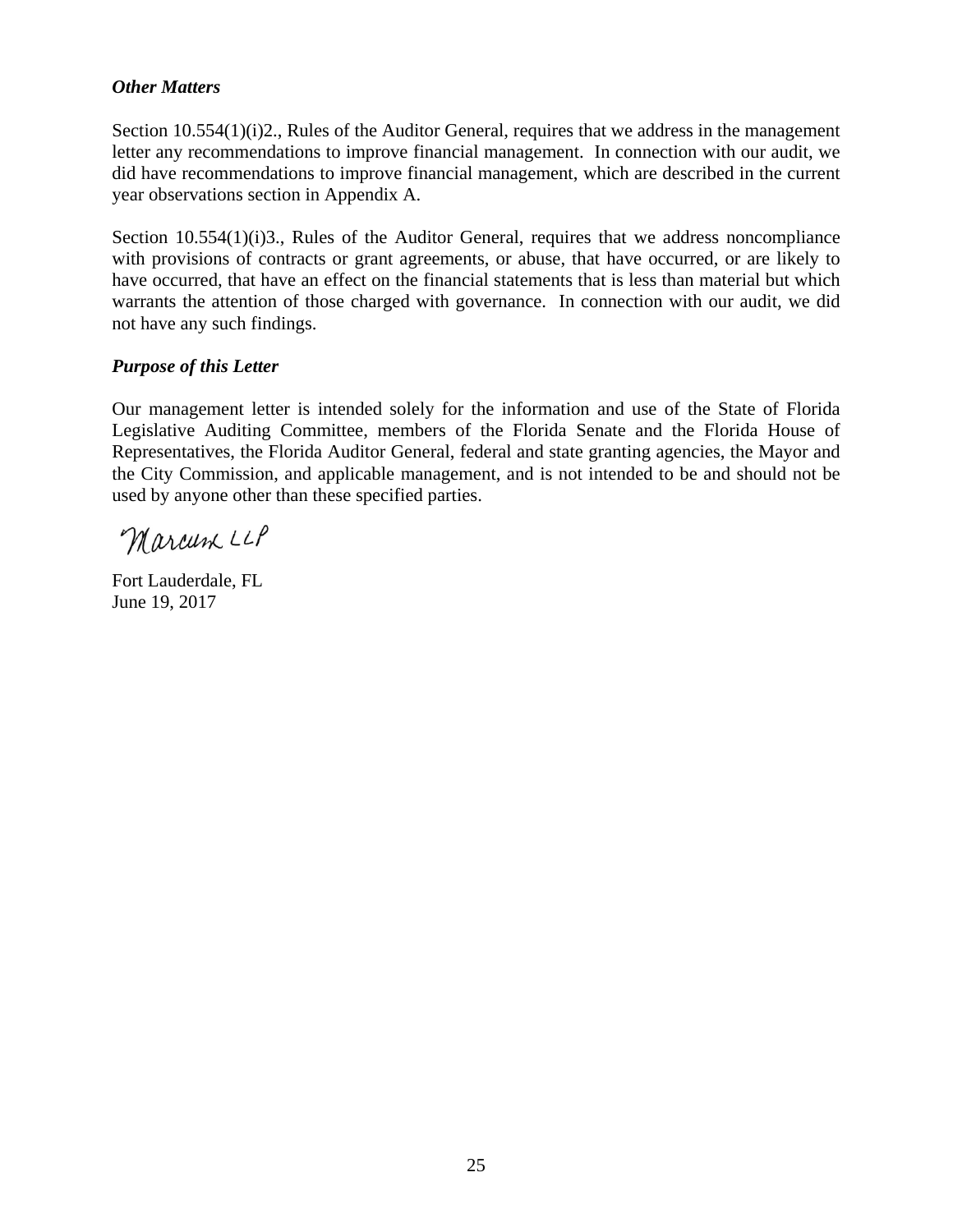*Other Matters*

Section 10.554(1)(i)2., Rules of the Auditor General, requires that we address in the management letter any recommendations to improve financial management. In connection with our audit, we did have recommendations to improve financial management, which are described in the current year observations section in Appendix A.

Section 10.554(1)(i)3., Rules of the Auditor General, requires that we address noncompliance with provisions of contracts or grant agreements, or abuse, that have occurred, or are likely to have occurred, that have an effect on the financial statements that is less than material but which warrants the attention of those charged with governance. In connection with our audit, we did not have any such findings.

*Purpose of this Letter*

Our management letter is intended solely for the information and use of the State of Florida Legislative Auditing Committee, members of the Florida Senate and the Florida House of Representatives, the Florida Auditor General, federal and state granting agencies, the Mayor and the City Commission, and applicable management, and is not intended to be and should not be used by anyone other than these specified parties.

Marcum LLP

Fort Lauderdale, FL
June 19, 2017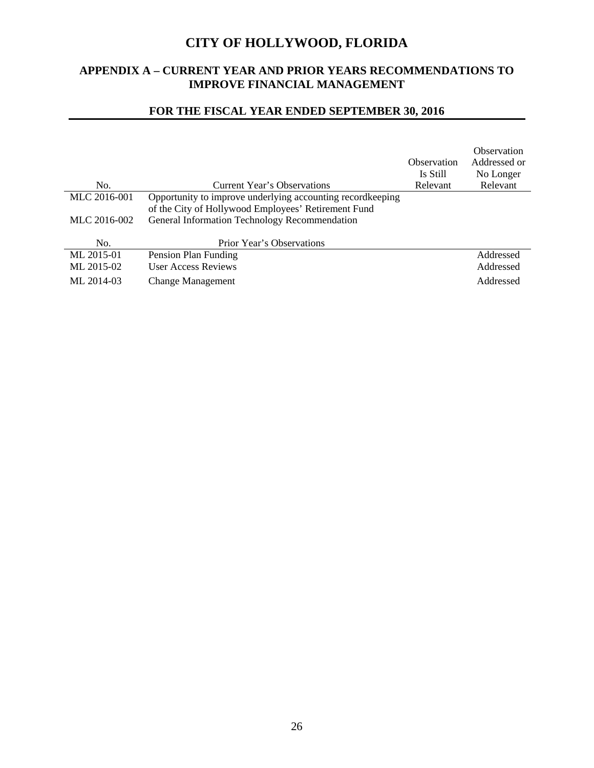# CITY OF HOLLYWOOD, FLORIDA

## APPENDIX A – CURRENT YEAR AND PRIOR YEARS RECOMMENDATIONS TO IMPROVE FINANCIAL MANAGEMENT

## FOR THE FISCAL YEAR ENDED SEPTEMBER 30, 2016

| No. | Current Year's Observations | Observation Is Still Relevant | Observation Addressed or No Longer Relevant |
|---|---|---|---|
| MLC 2016-001 | Opportunity to improve underlying accounting recordkeeping of the City of Hollywood Employees' Retirement Fund | | |
| MLC 2016-002 | General Information Technology Recommendation | | |

| No. | Prior Year's Observations | Observation Is Still Relevant | Observation Addressed or No Longer Relevant |
|---|---|---|---|
| ML 2015-01 | Pension Plan Funding | | Addressed |
| ML 2015-02 | User Access Reviews | | Addressed |
| ML 2014-03 | Change Management | | Addressed |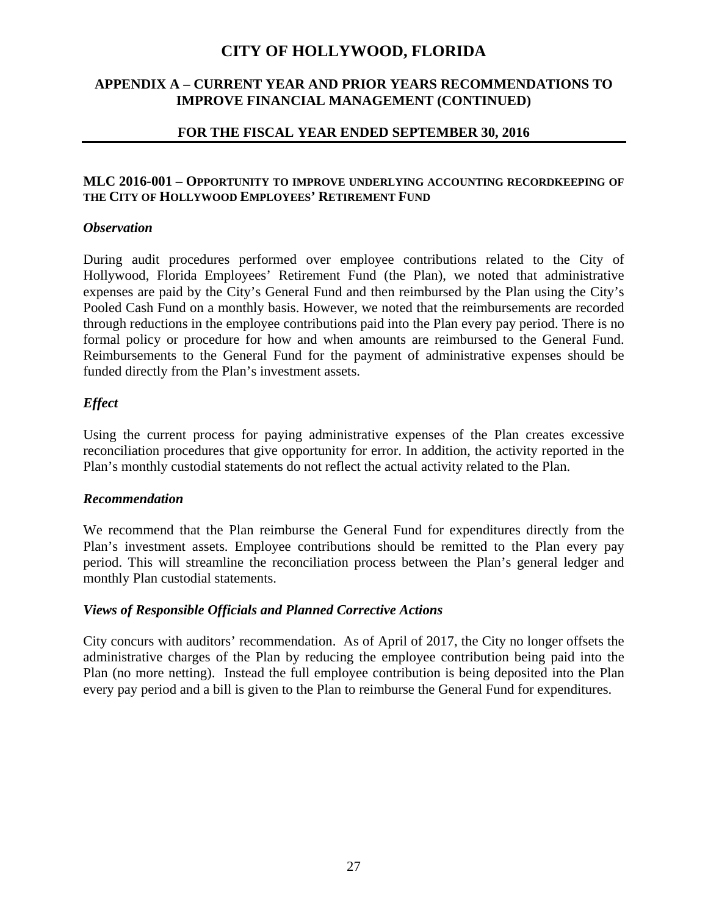# CITY OF HOLLYWOOD, FLORIDA

## APPENDIX A – CURRENT YEAR AND PRIOR YEARS RECOMMENDATIONS TO IMPROVE FINANCIAL MANAGEMENT (CONTINUED)

## FOR THE FISCAL YEAR ENDED SEPTEMBER 30, 2016

### MLC 2016-001 – OPPORTUNITY TO IMPROVE UNDERLYING ACCOUNTING RECORDKEEPING OF THE CITY OF HOLLYWOOD EMPLOYEES' RETIREMENT FUND

***Observation***

During audit procedures performed over employee contributions related to the City of Hollywood, Florida Employees' Retirement Fund (the Plan), we noted that administrative expenses are paid by the City's General Fund and then reimbursed by the Plan using the City's Pooled Cash Fund on a monthly basis. However, we noted that the reimbursements are recorded through reductions in the employee contributions paid into the Plan every pay period. There is no formal policy or procedure for how and when amounts are reimbursed to the General Fund. Reimbursements to the General Fund for the payment of administrative expenses should be funded directly from the Plan's investment assets.

***Effect***

Using the current process for paying administrative expenses of the Plan creates excessive reconciliation procedures that give opportunity for error. In addition, the activity reported in the Plan's monthly custodial statements do not reflect the actual activity related to the Plan.

***Recommendation***

We recommend that the Plan reimburse the General Fund for expenditures directly from the Plan's investment assets. Employee contributions should be remitted to the Plan every pay period. This will streamline the reconciliation process between the Plan's general ledger and monthly Plan custodial statements.

***Views of Responsible Officials and Planned Corrective Actions***

City concurs with auditors' recommendation. As of April of 2017, the City no longer offsets the administrative charges of the Plan by reducing the employee contribution being paid into the Plan (no more netting). Instead the full employee contribution is being deposited into the Plan every pay period and a bill is given to the Plan to reimburse the General Fund for expenditures.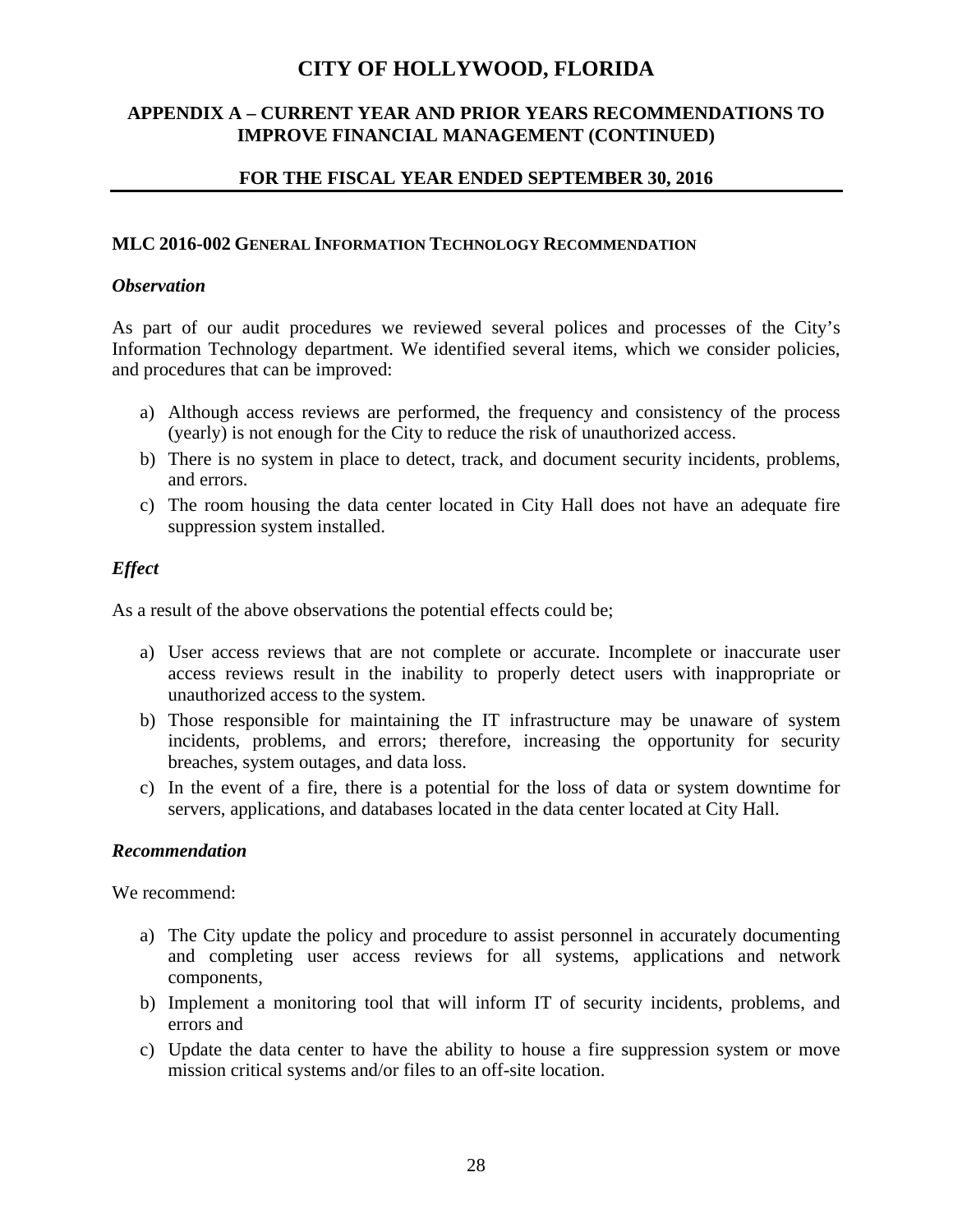# CITY OF HOLLYWOOD, FLORIDA

## APPENDIX A – CURRENT YEAR AND PRIOR YEARS RECOMMENDATIONS TO IMPROVE FINANCIAL MANAGEMENT (CONTINUED)

### FOR THE FISCAL YEAR ENDED SEPTEMBER 30, 2016

**MLC 2016-002 GENERAL INFORMATION TECHNOLOGY RECOMMENDATION**

***Observation***

As part of our audit procedures we reviewed several polices and processes of the City's Information Technology department. We identified several items, which we consider policies, and procedures that can be improved:

a) Although access reviews are performed, the frequency and consistency of the process (yearly) is not enough for the City to reduce the risk of unauthorized access.
b) There is no system in place to detect, track, and document security incidents, problems, and errors.
c) The room housing the data center located in City Hall does not have an adequate fire suppression system installed.

***Effect***

As a result of the above observations the potential effects could be;

a) User access reviews that are not complete or accurate. Incomplete or inaccurate user access reviews result in the inability to properly detect users with inappropriate or unauthorized access to the system.
b) Those responsible for maintaining the IT infrastructure may be unaware of system incidents, problems, and errors; therefore, increasing the opportunity for security breaches, system outages, and data loss.
c) In the event of a fire, there is a potential for the loss of data or system downtime for servers, applications, and databases located in the data center located at City Hall.

***Recommendation***

We recommend:

a) The City update the policy and procedure to assist personnel in accurately documenting and completing user access reviews for all systems, applications and network components,
b) Implement a monitoring tool that will inform IT of security incidents, problems, and errors and
c) Update the data center to have the ability to house a fire suppression system or move mission critical systems and/or files to an off-site location.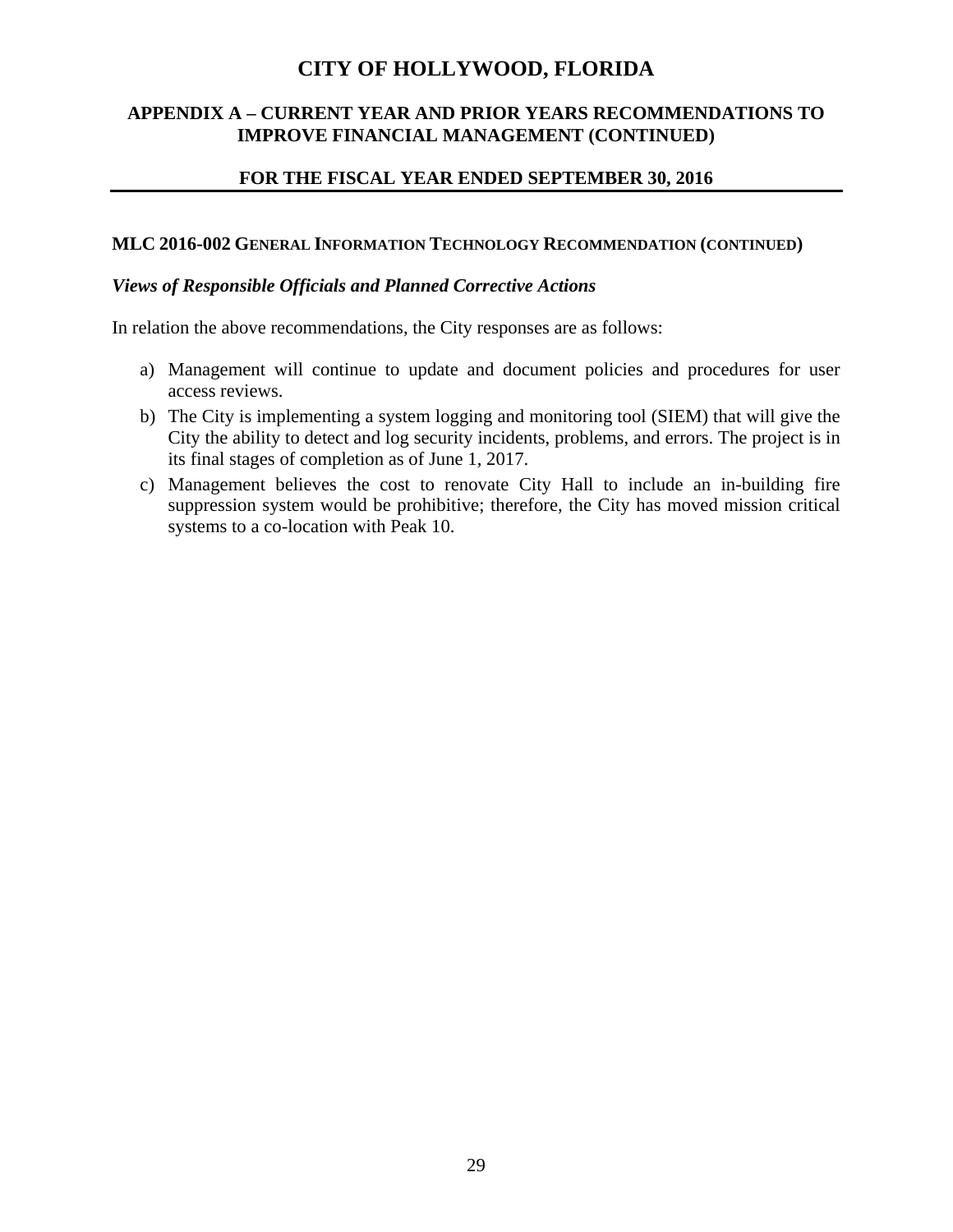# CITY OF HOLLYWOOD, FLORIDA

## APPENDIX A – CURRENT YEAR AND PRIOR YEARS RECOMMENDATIONS TO IMPROVE FINANCIAL MANAGEMENT (CONTINUED)

## FOR THE FISCAL YEAR ENDED SEPTEMBER 30, 2016

### MLC 2016-002 GENERAL INFORMATION TECHNOLOGY RECOMMENDATION (CONTINUED)

***Views of Responsible Officials and Planned Corrective Actions***

In relation the above recommendations, the City responses are as follows:

a) Management will continue to update and document policies and procedures for user access reviews.
b) The City is implementing a system logging and monitoring tool (SIEM) that will give the City the ability to detect and log security incidents, problems, and errors. The project is in its final stages of completion as of June 1, 2017.
c) Management believes the cost to renovate City Hall to include an in-building fire suppression system would be prohibitive; therefore, the City has moved mission critical systems to a co-location with Peak 10.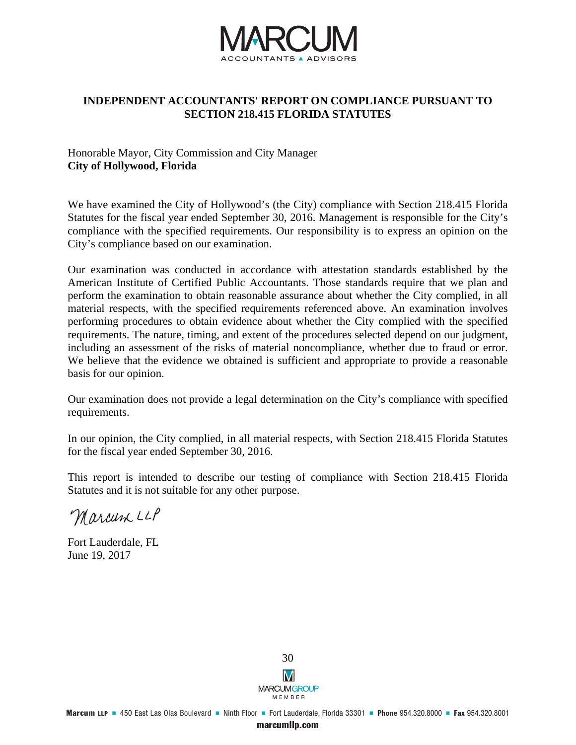# INDEPENDENT ACCOUNTANTS' REPORT ON COMPLIANCE PURSUANT TO SECTION 218.415 FLORIDA STATUTES

Honorable Mayor, City Commission and City Manager
**City of Hollywood, Florida**

We have examined the City of Hollywood's (the City) compliance with Section 218.415 Florida Statutes for the fiscal year ended September 30, 2016. Management is responsible for the City's compliance with the specified requirements. Our responsibility is to express an opinion on the City's compliance based on our examination.

Our examination was conducted in accordance with attestation standards established by the American Institute of Certified Public Accountants. Those standards require that we plan and perform the examination to obtain reasonable assurance about whether the City complied, in all material respects, with the specified requirements referenced above. An examination involves performing procedures to obtain evidence about whether the City complied with the specified requirements. The nature, timing, and extent of the procedures selected depend on our judgment, including an assessment of the risks of material noncompliance, whether due to fraud or error. We believe that the evidence we obtained is sufficient and appropriate to provide a reasonable basis for our opinion.

Our examination does not provide a legal determination on the City's compliance with specified requirements.

In our opinion, the City complied, in all material respects, with Section 218.415 Florida Statutes for the fiscal year ended September 30, 2016.

This report is intended to describe our testing of compliance with Section 218.415 Florida Statutes and it is not suitable for any other purpose.

Marcum LLP

Fort Lauderdale, FL
June 19, 2017

**Marcum LLP** ■ 450 East Las Olas Boulevard ■ Ninth Floor ■ Fort Lauderdale, Florida 33301 ■ **Phone** 954.320.8000 ■ **Fax** 954.320.8001
**marcumllp.com**